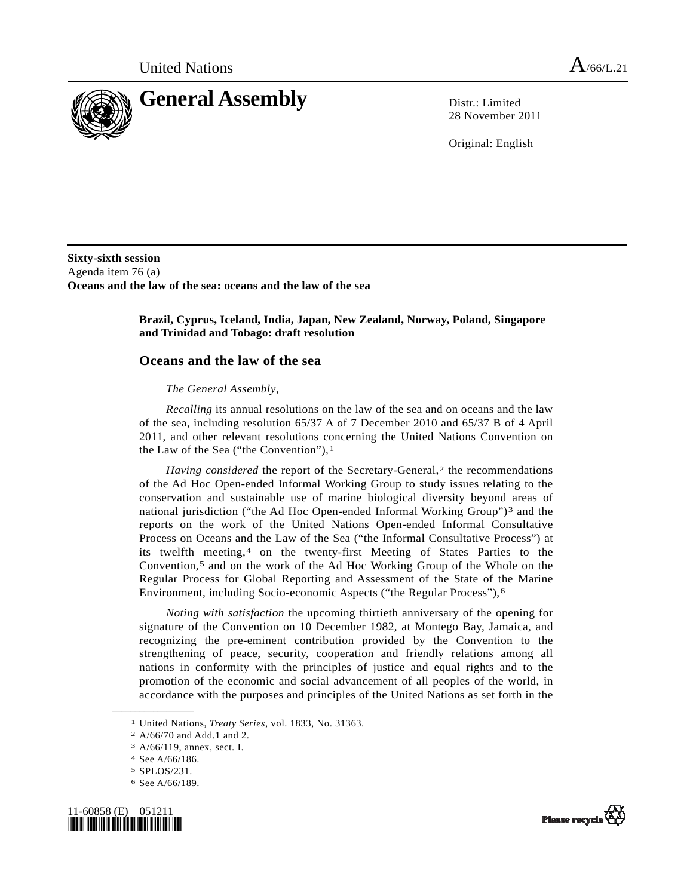United Nations A/66/L.21

# General Assembly

Distr.: Limited
28 November 2011

Original: English

**Sixty-sixth session**
Agenda item 76 (a)
**Oceans and the law of the sea: oceans and the law of the sea**

**Brazil, Cyprus, Iceland, India, Japan, New Zealand, Norway, Poland, Singapore and Trinidad and Tobago: draft resolution**

## Oceans and the law of the sea

*The General Assembly*,

*Recalling* its annual resolutions on the law of the sea and on oceans and the law of the sea, including resolution 65/37 A of 7 December 2010 and 65/37 B of 4 April 2011, and other relevant resolutions concerning the United Nations Convention on the Law of the Sea ("the Convention"),[1]

*Having considered* the report of the Secretary-General,[2] the recommendations of the Ad Hoc Open-ended Informal Working Group to study issues relating to the conservation and sustainable use of marine biological diversity beyond areas of national jurisdiction ("the Ad Hoc Open-ended Informal Working Group")[3] and the reports on the work of the United Nations Open-ended Informal Consultative Process on Oceans and the Law of the Sea ("the Informal Consultative Process") at its twelfth meeting,[4] on the twenty-first Meeting of States Parties to the Convention,[5] and on the work of the Ad Hoc Working Group of the Whole on the Regular Process for Global Reporting and Assessment of the State of the Marine Environment, including Socio-economic Aspects ("the Regular Process"),[6]

*Noting with satisfaction* the upcoming thirtieth anniversary of the opening for signature of the Convention on 10 December 1982, at Montego Bay, Jamaica, and recognizing the pre-eminent contribution provided by the Convention to the strengthening of peace, security, cooperation and friendly relations among all nations in conformity with the principles of justice and equal rights and to the promotion of the economic and social advancement of all peoples of the world, in accordance with the purposes and principles of the United Nations as set forth in the

---

[1] United Nations, *Treaty Series*, vol. 1833, No. 31363.
[2] A/66/70 and Add.1 and 2.
[3] A/66/119, annex, sect. I.
[4] See A/66/186.
[5] SPLOS/231.
[6] See A/66/189.

11-60858 (E) 051211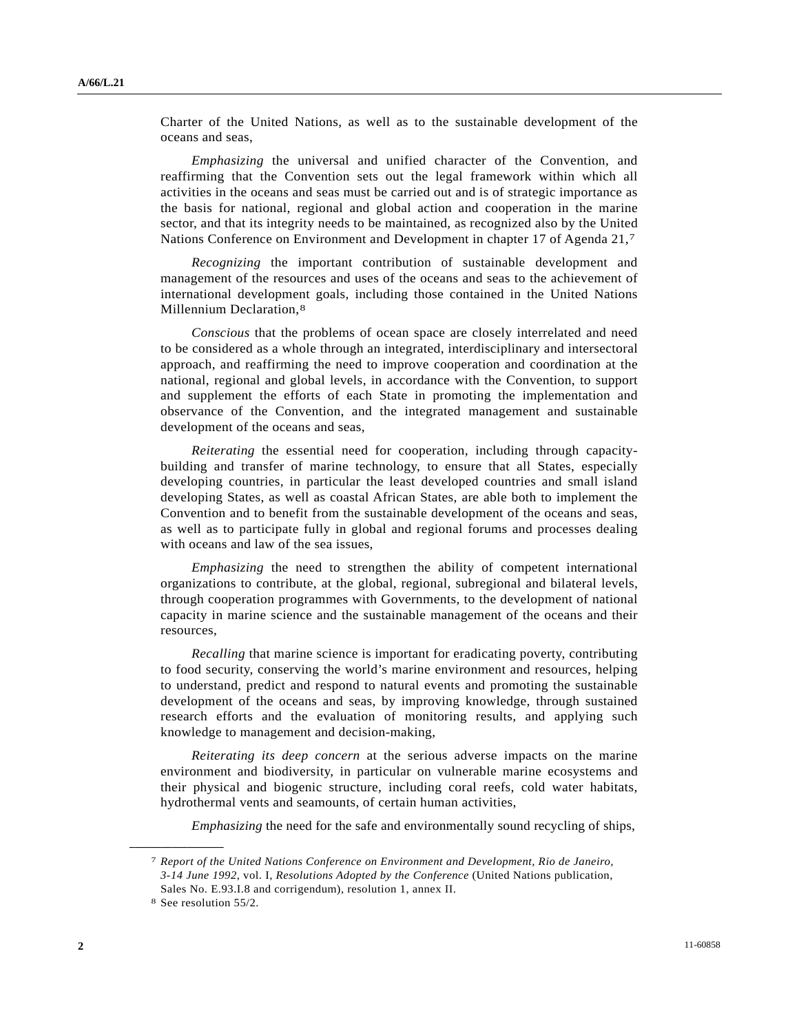Charter of the United Nations, as well as to the sustainable development of the oceans and seas,

*Emphasizing* the universal and unified character of the Convention, and reaffirming that the Convention sets out the legal framework within which all activities in the oceans and seas must be carried out and is of strategic importance as the basis for national, regional and global action and cooperation in the marine sector, and that its integrity needs to be maintained, as recognized also by the United Nations Conference on Environment and Development in chapter 17 of Agenda 21,[7]

*Recognizing* the important contribution of sustainable development and management of the resources and uses of the oceans and seas to the achievement of international development goals, including those contained in the United Nations Millennium Declaration,[8]

*Conscious* that the problems of ocean space are closely interrelated and need to be considered as a whole through an integrated, interdisciplinary and intersectoral approach, and reaffirming the need to improve cooperation and coordination at the national, regional and global levels, in accordance with the Convention, to support and supplement the efforts of each State in promoting the implementation and observance of the Convention, and the integrated management and sustainable development of the oceans and seas,

*Reiterating* the essential need for cooperation, including through capacity-building and transfer of marine technology, to ensure that all States, especially developing countries, in particular the least developed countries and small island developing States, as well as coastal African States, are able both to implement the Convention and to benefit from the sustainable development of the oceans and seas, as well as to participate fully in global and regional forums and processes dealing with oceans and law of the sea issues,

*Emphasizing* the need to strengthen the ability of competent international organizations to contribute, at the global, regional, subregional and bilateral levels, through cooperation programmes with Governments, to the development of national capacity in marine science and the sustainable management of the oceans and their resources,

*Recalling* that marine science is important for eradicating poverty, contributing to food security, conserving the world's marine environment and resources, helping to understand, predict and respond to natural events and promoting the sustainable development of the oceans and seas, by improving knowledge, through sustained research efforts and the evaluation of monitoring results, and applying such knowledge to management and decision-making,

*Reiterating its deep concern* at the serious adverse impacts on the marine environment and biodiversity, in particular on vulnerable marine ecosystems and their physical and biogenic structure, including coral reefs, cold water habitats, hydrothermal vents and seamounts, of certain human activities,

*Emphasizing* the need for the safe and environmentally sound recycling of ships,

---

[7] *Report of the United Nations Conference on Environment and Development, Rio de Janeiro, 3-14 June 1992,* vol. I, *Resolutions Adopted by the Conference* (United Nations publication, Sales No. E.93.I.8 and corrigendum), resolution 1, annex II.

[8] See resolution 55/2.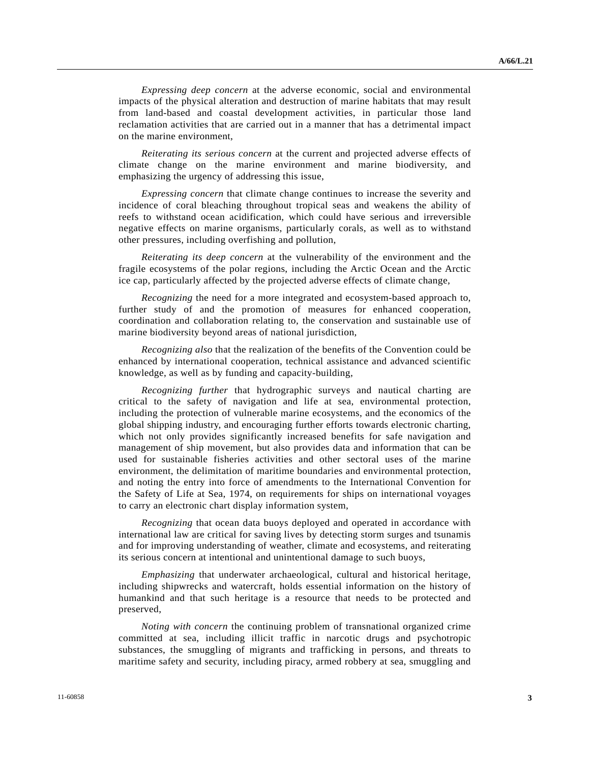*Expressing deep concern* at the adverse economic, social and environmental impacts of the physical alteration and destruction of marine habitats that may result from land-based and coastal development activities, in particular those land reclamation activities that are carried out in a manner that has a detrimental impact on the marine environment,

*Reiterating its serious concern* at the current and projected adverse effects of climate change on the marine environment and marine biodiversity, and emphasizing the urgency of addressing this issue,

*Expressing concern* that climate change continues to increase the severity and incidence of coral bleaching throughout tropical seas and weakens the ability of reefs to withstand ocean acidification, which could have serious and irreversible negative effects on marine organisms, particularly corals, as well as to withstand other pressures, including overfishing and pollution,

*Reiterating its deep concern* at the vulnerability of the environment and the fragile ecosystems of the polar regions, including the Arctic Ocean and the Arctic ice cap, particularly affected by the projected adverse effects of climate change,

*Recognizing* the need for a more integrated and ecosystem-based approach to, further study of and the promotion of measures for enhanced cooperation, coordination and collaboration relating to, the conservation and sustainable use of marine biodiversity beyond areas of national jurisdiction,

*Recognizing also* that the realization of the benefits of the Convention could be enhanced by international cooperation, technical assistance and advanced scientific knowledge, as well as by funding and capacity-building,

*Recognizing further* that hydrographic surveys and nautical charting are critical to the safety of navigation and life at sea, environmental protection, including the protection of vulnerable marine ecosystems, and the economics of the global shipping industry, and encouraging further efforts towards electronic charting, which not only provides significantly increased benefits for safe navigation and management of ship movement, but also provides data and information that can be used for sustainable fisheries activities and other sectoral uses of the marine environment, the delimitation of maritime boundaries and environmental protection, and noting the entry into force of amendments to the International Convention for the Safety of Life at Sea, 1974, on requirements for ships on international voyages to carry an electronic chart display information system,

*Recognizing* that ocean data buoys deployed and operated in accordance with international law are critical for saving lives by detecting storm surges and tsunamis and for improving understanding of weather, climate and ecosystems, and reiterating its serious concern at intentional and unintentional damage to such buoys,

*Emphasizing* that underwater archaeological, cultural and historical heritage, including shipwrecks and watercraft, holds essential information on the history of humankind and that such heritage is a resource that needs to be protected and preserved,

*Noting with concern* the continuing problem of transnational organized crime committed at sea, including illicit traffic in narcotic drugs and psychotropic substances, the smuggling of migrants and trafficking in persons, and threats to maritime safety and security, including piracy, armed robbery at sea, smuggling and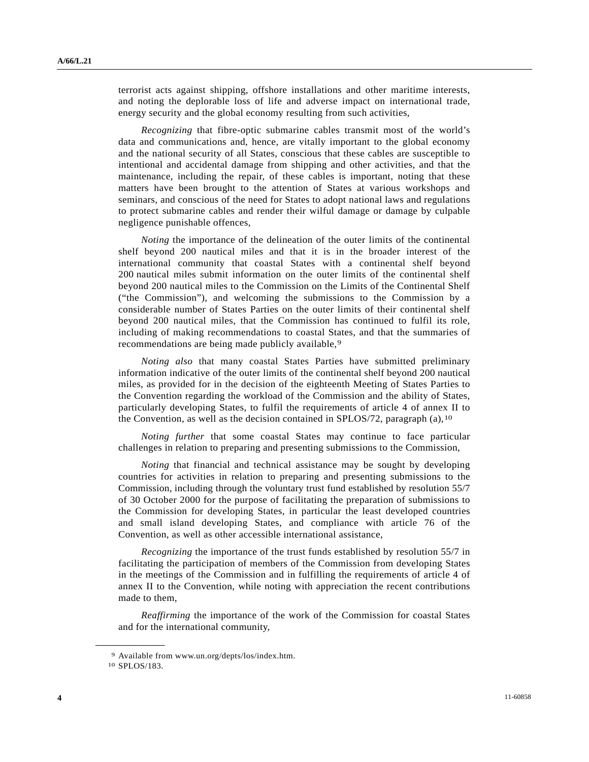terrorist acts against shipping, offshore installations and other maritime interests, and noting the deplorable loss of life and adverse impact on international trade, energy security and the global economy resulting from such activities,

*Recognizing* that fibre-optic submarine cables transmit most of the world's data and communications and, hence, are vitally important to the global economy and the national security of all States, conscious that these cables are susceptible to intentional and accidental damage from shipping and other activities, and that the maintenance, including the repair, of these cables is important, noting that these matters have been brought to the attention of States at various workshops and seminars, and conscious of the need for States to adopt national laws and regulations to protect submarine cables and render their wilful damage or damage by culpable negligence punishable offences,

*Noting* the importance of the delineation of the outer limits of the continental shelf beyond 200 nautical miles and that it is in the broader interest of the international community that coastal States with a continental shelf beyond 200 nautical miles submit information on the outer limits of the continental shelf beyond 200 nautical miles to the Commission on the Limits of the Continental Shelf ("the Commission"), and welcoming the submissions to the Commission by a considerable number of States Parties on the outer limits of their continental shelf beyond 200 nautical miles, that the Commission has continued to fulfil its role, including of making recommendations to coastal States, and that the summaries of recommendations are being made publicly available,[9]

*Noting also* that many coastal States Parties have submitted preliminary information indicative of the outer limits of the continental shelf beyond 200 nautical miles, as provided for in the decision of the eighteenth Meeting of States Parties to the Convention regarding the workload of the Commission and the ability of States, particularly developing States, to fulfil the requirements of article 4 of annex II to the Convention, as well as the decision contained in SPLOS/72, paragraph (a),[10]

*Noting further* that some coastal States may continue to face particular challenges in relation to preparing and presenting submissions to the Commission,

*Noting* that financial and technical assistance may be sought by developing countries for activities in relation to preparing and presenting submissions to the Commission, including through the voluntary trust fund established by resolution 55/7 of 30 October 2000 for the purpose of facilitating the preparation of submissions to the Commission for developing States, in particular the least developed countries and small island developing States, and compliance with article 76 of the Convention, as well as other accessible international assistance,

*Recognizing* the importance of the trust funds established by resolution 55/7 in facilitating the participation of members of the Commission from developing States in the meetings of the Commission and in fulfilling the requirements of article 4 of annex II to the Convention, while noting with appreciation the recent contributions made to them,

*Reaffirming* the importance of the work of the Commission for coastal States and for the international community,

---

[9] Available from www.un.org/depts/los/index.htm.

[10] SPLOS/183.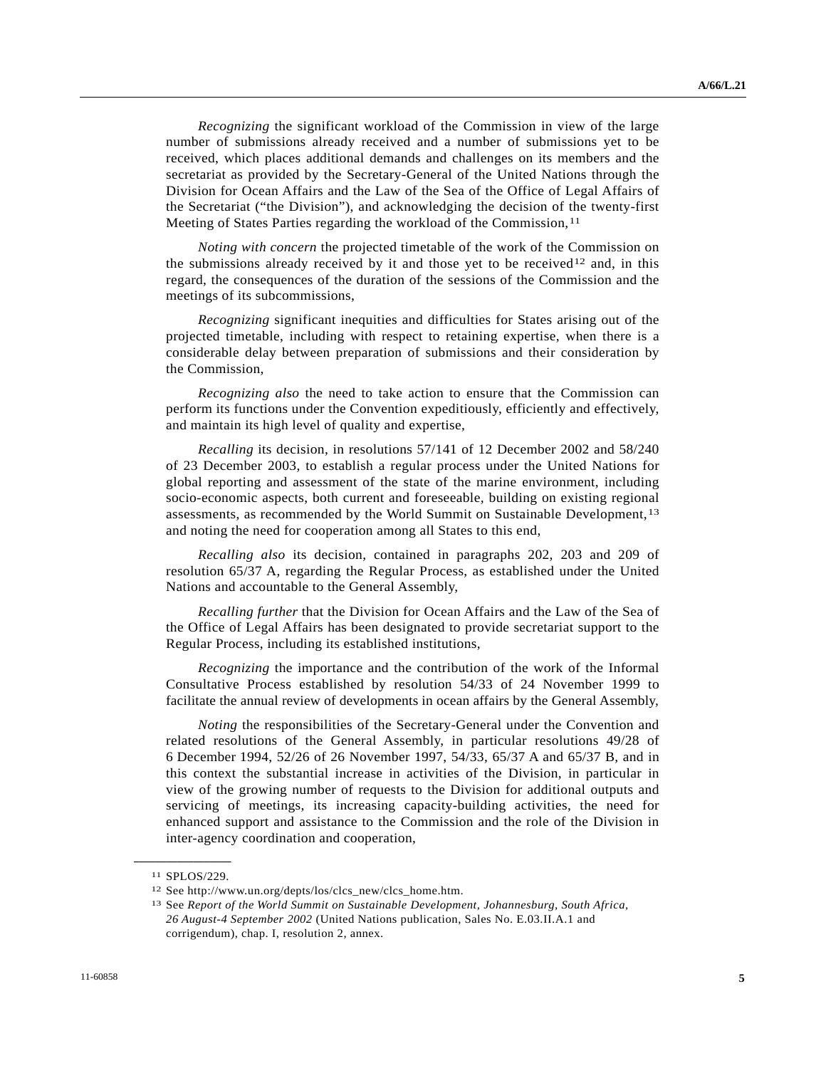*Recognizing* the significant workload of the Commission in view of the large number of submissions already received and a number of submissions yet to be received, which places additional demands and challenges on its members and the secretariat as provided by the Secretary-General of the United Nations through the Division for Ocean Affairs and the Law of the Sea of the Office of Legal Affairs of the Secretariat ("the Division"), and acknowledging the decision of the twenty-first Meeting of States Parties regarding the workload of the Commission,[11]

*Noting with concern* the projected timetable of the work of the Commission on the submissions already received by it and those yet to be received[12] and, in this regard, the consequences of the duration of the sessions of the Commission and the meetings of its subcommissions,

*Recognizing* significant inequities and difficulties for States arising out of the projected timetable, including with respect to retaining expertise, when there is a considerable delay between preparation of submissions and their consideration by the Commission,

*Recognizing also* the need to take action to ensure that the Commission can perform its functions under the Convention expeditiously, efficiently and effectively, and maintain its high level of quality and expertise,

*Recalling* its decision, in resolutions 57/141 of 12 December 2002 and 58/240 of 23 December 2003, to establish a regular process under the United Nations for global reporting and assessment of the state of the marine environment, including socio-economic aspects, both current and foreseeable, building on existing regional assessments, as recommended by the World Summit on Sustainable Development,[13] and noting the need for cooperation among all States to this end,

*Recalling also* its decision, contained in paragraphs 202, 203 and 209 of resolution 65/37 A, regarding the Regular Process, as established under the United Nations and accountable to the General Assembly,

*Recalling further* that the Division for Ocean Affairs and the Law of the Sea of the Office of Legal Affairs has been designated to provide secretariat support to the Regular Process, including its established institutions,

*Recognizing* the importance and the contribution of the work of the Informal Consultative Process established by resolution 54/33 of 24 November 1999 to facilitate the annual review of developments in ocean affairs by the General Assembly,

*Noting* the responsibilities of the Secretary-General under the Convention and related resolutions of the General Assembly, in particular resolutions 49/28 of 6 December 1994, 52/26 of 26 November 1997, 54/33, 65/37 A and 65/37 B, and in this context the substantial increase in activities of the Division, in particular in view of the growing number of requests to the Division for additional outputs and servicing of meetings, its increasing capacity-building activities, the need for enhanced support and assistance to the Commission and the role of the Division in inter-agency coordination and cooperation,

---

[11] SPLOS/229.

[12] See http://www.un.org/depts/los/clcs_new/clcs_home.htm.

[13] See *Report of the World Summit on Sustainable Development, Johannesburg, South Africa, 26 August-4 September 2002* (United Nations publication, Sales No. E.03.II.A.1 and corrigendum), chap. I, resolution 2, annex.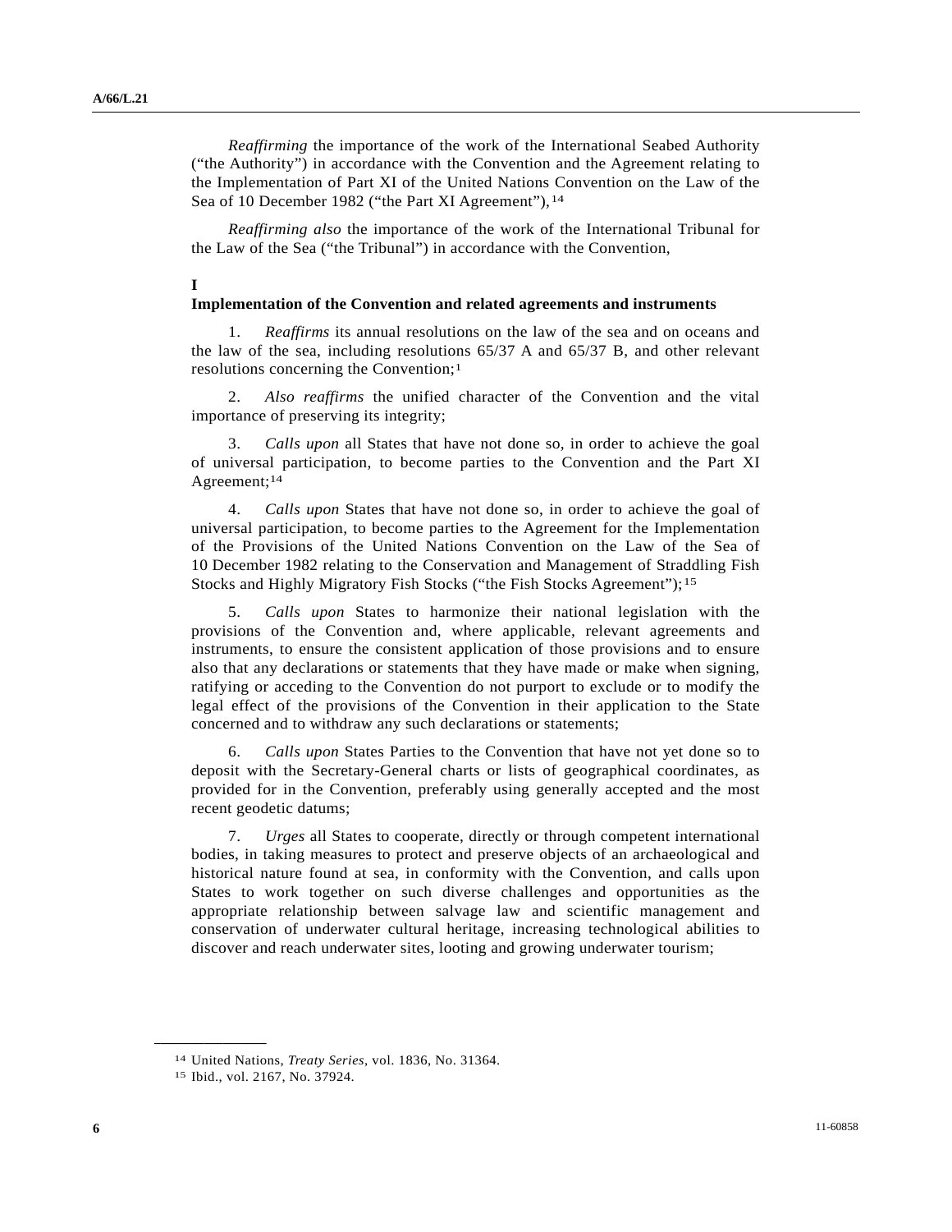*Reaffirming* the importance of the work of the International Seabed Authority ("the Authority") in accordance with the Convention and the Agreement relating to the Implementation of Part XI of the United Nations Convention on the Law of the Sea of 10 December 1982 ("the Part XI Agreement"),[14]

*Reaffirming also* the importance of the work of the International Tribunal for the Law of the Sea ("the Tribunal") in accordance with the Convention,

## I
## Implementation of the Convention and related agreements and instruments

1. *Reaffirms* its annual resolutions on the law of the sea and on oceans and the law of the sea, including resolutions 65/37 A and 65/37 B, and other relevant resolutions concerning the Convention;[1]

2. *Also reaffirms* the unified character of the Convention and the vital importance of preserving its integrity;

3. *Calls upon* all States that have not done so, in order to achieve the goal of universal participation, to become parties to the Convention and the Part XI Agreement;[14]

4. *Calls upon* States that have not done so, in order to achieve the goal of universal participation, to become parties to the Agreement for the Implementation of the Provisions of the United Nations Convention on the Law of the Sea of 10 December 1982 relating to the Conservation and Management of Straddling Fish Stocks and Highly Migratory Fish Stocks ("the Fish Stocks Agreement");[15]

5. *Calls upon* States to harmonize their national legislation with the provisions of the Convention and, where applicable, relevant agreements and instruments, to ensure the consistent application of those provisions and to ensure also that any declarations or statements that they have made or make when signing, ratifying or acceding to the Convention do not purport to exclude or to modify the legal effect of the provisions of the Convention in their application to the State concerned and to withdraw any such declarations or statements;

6. *Calls upon* States Parties to the Convention that have not yet done so to deposit with the Secretary-General charts or lists of geographical coordinates, as provided for in the Convention, preferably using generally accepted and the most recent geodetic datums;

7. *Urges* all States to cooperate, directly or through competent international bodies, in taking measures to protect and preserve objects of an archaeological and historical nature found at sea, in conformity with the Convention, and calls upon States to work together on such diverse challenges and opportunities as the appropriate relationship between salvage law and scientific management and conservation of underwater cultural heritage, increasing technological abilities to discover and reach underwater sites, looting and growing underwater tourism;

---

[14] United Nations, *Treaty Series*, vol. 1836, No. 31364.

[15] Ibid., vol. 2167, No. 37924.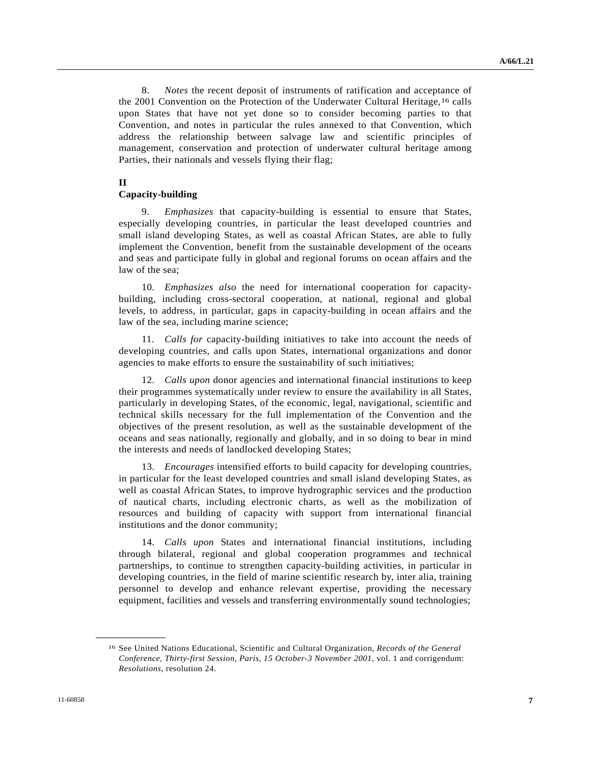8. *Notes* the recent deposit of instruments of ratification and acceptance of the 2001 Convention on the Protection of the Underwater Cultural Heritage,[16] calls upon States that have not yet done so to consider becoming parties to that Convention, and notes in particular the rules annexed to that Convention, which address the relationship between salvage law and scientific principles of management, conservation and protection of underwater cultural heritage among Parties, their nationals and vessels flying their flag;

**II**
**Capacity-building**

9. *Emphasizes* that capacity-building is essential to ensure that States, especially developing countries, in particular the least developed countries and small island developing States, as well as coastal African States, are able to fully implement the Convention, benefit from the sustainable development of the oceans and seas and participate fully in global and regional forums on ocean affairs and the law of the sea;

10. *Emphasizes also* the need for international cooperation for capacity-building, including cross-sectoral cooperation, at national, regional and global levels, to address, in particular, gaps in capacity-building in ocean affairs and the law of the sea, including marine science;

11. *Calls for* capacity-building initiatives to take into account the needs of developing countries, and calls upon States, international organizations and donor agencies to make efforts to ensure the sustainability of such initiatives;

12. *Calls upon* donor agencies and international financial institutions to keep their programmes systematically under review to ensure the availability in all States, particularly in developing States, of the economic, legal, navigational, scientific and technical skills necessary for the full implementation of the Convention and the objectives of the present resolution, as well as the sustainable development of the oceans and seas nationally, regionally and globally, and in so doing to bear in mind the interests and needs of landlocked developing States;

13. *Encourages* intensified efforts to build capacity for developing countries, in particular for the least developed countries and small island developing States, as well as coastal African States, to improve hydrographic services and the production of nautical charts, including electronic charts, as well as the mobilization of resources and building of capacity with support from international financial institutions and the donor community;

14. *Calls upon* States and international financial institutions, including through bilateral, regional and global cooperation programmes and technical partnerships, to continue to strengthen capacity-building activities, in particular in developing countries, in the field of marine scientific research by, inter alia, training personnel to develop and enhance relevant expertise, providing the necessary equipment, facilities and vessels and transferring environmentally sound technologies;

---

[16] See United Nations Educational, Scientific and Cultural Organization, *Records of the General Conference, Thirty-first Session, Paris, 15 October-3 November 2001*, vol. 1 and corrigendum: *Resolutions*, resolution 24.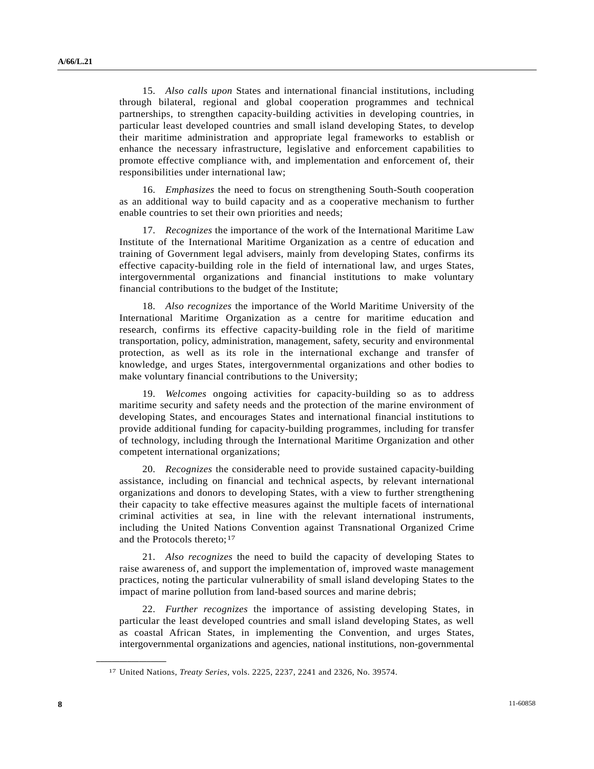15. *Also calls upon* States and international financial institutions, including through bilateral, regional and global cooperation programmes and technical partnerships, to strengthen capacity-building activities in developing countries, in particular least developed countries and small island developing States, to develop their maritime administration and appropriate legal frameworks to establish or enhance the necessary infrastructure, legislative and enforcement capabilities to promote effective compliance with, and implementation and enforcement of, their responsibilities under international law;

16. *Emphasizes* the need to focus on strengthening South-South cooperation as an additional way to build capacity and as a cooperative mechanism to further enable countries to set their own priorities and needs;

17. *Recognizes* the importance of the work of the International Maritime Law Institute of the International Maritime Organization as a centre of education and training of Government legal advisers, mainly from developing States, confirms its effective capacity-building role in the field of international law, and urges States, intergovernmental organizations and financial institutions to make voluntary financial contributions to the budget of the Institute;

18. *Also recognizes* the importance of the World Maritime University of the International Maritime Organization as a centre for maritime education and research, confirms its effective capacity-building role in the field of maritime transportation, policy, administration, management, safety, security and environmental protection, as well as its role in the international exchange and transfer of knowledge, and urges States, intergovernmental organizations and other bodies to make voluntary financial contributions to the University;

19. *Welcomes* ongoing activities for capacity-building so as to address maritime security and safety needs and the protection of the marine environment of developing States, and encourages States and international financial institutions to provide additional funding for capacity-building programmes, including for transfer of technology, including through the International Maritime Organization and other competent international organizations;

20. *Recognizes* the considerable need to provide sustained capacity-building assistance, including on financial and technical aspects, by relevant international organizations and donors to developing States, with a view to further strengthening their capacity to take effective measures against the multiple facets of international criminal activities at sea, in line with the relevant international instruments, including the United Nations Convention against Transnational Organized Crime and the Protocols thereto;[17]

21. *Also recognizes* the need to build the capacity of developing States to raise awareness of, and support the implementation of, improved waste management practices, noting the particular vulnerability of small island developing States to the impact of marine pollution from land-based sources and marine debris;

22. *Further recognizes* the importance of assisting developing States, in particular the least developed countries and small island developing States, as well as coastal African States, in implementing the Convention, and urges States, intergovernmental organizations and agencies, national institutions, non-governmental

---

[17] United Nations, *Treaty Series*, vols. 2225, 2237, 2241 and 2326, No. 39574.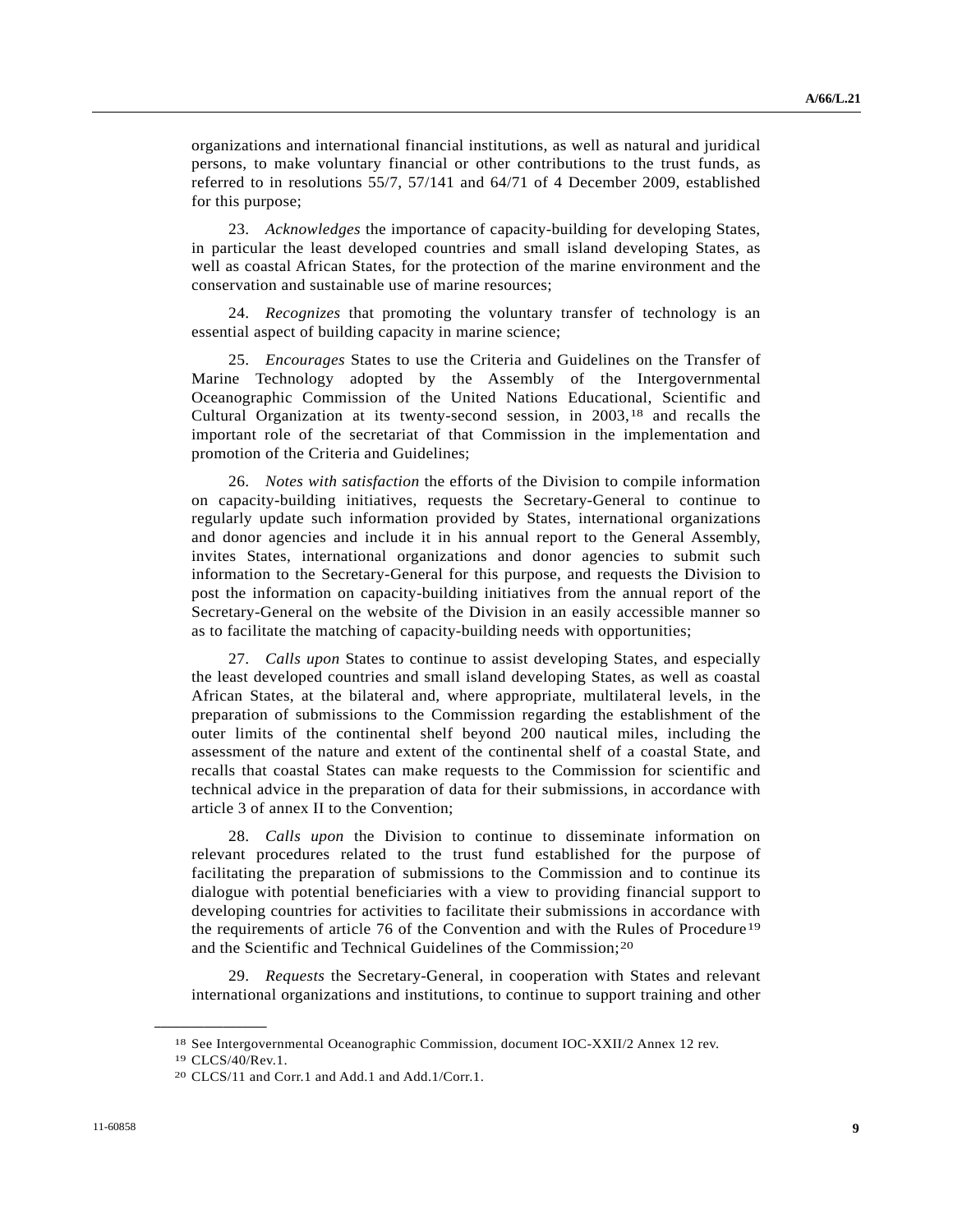organizations and international financial institutions, as well as natural and juridical persons, to make voluntary financial or other contributions to the trust funds, as referred to in resolutions 55/7, 57/141 and 64/71 of 4 December 2009, established for this purpose;

23. *Acknowledges* the importance of capacity-building for developing States, in particular the least developed countries and small island developing States, as well as coastal African States, for the protection of the marine environment and the conservation and sustainable use of marine resources;

24. *Recognizes* that promoting the voluntary transfer of technology is an essential aspect of building capacity in marine science;

25. *Encourages* States to use the Criteria and Guidelines on the Transfer of Marine Technology adopted by the Assembly of the Intergovernmental Oceanographic Commission of the United Nations Educational, Scientific and Cultural Organization at its twenty-second session, in 2003,[18] and recalls the important role of the secretariat of that Commission in the implementation and promotion of the Criteria and Guidelines;

26. *Notes with satisfaction* the efforts of the Division to compile information on capacity-building initiatives, requests the Secretary-General to continue to regularly update such information provided by States, international organizations and donor agencies and include it in his annual report to the General Assembly, invites States, international organizations and donor agencies to submit such information to the Secretary-General for this purpose, and requests the Division to post the information on capacity-building initiatives from the annual report of the Secretary-General on the website of the Division in an easily accessible manner so as to facilitate the matching of capacity-building needs with opportunities;

27. *Calls upon* States to continue to assist developing States, and especially the least developed countries and small island developing States, as well as coastal African States, at the bilateral and, where appropriate, multilateral levels, in the preparation of submissions to the Commission regarding the establishment of the outer limits of the continental shelf beyond 200 nautical miles, including the assessment of the nature and extent of the continental shelf of a coastal State, and recalls that coastal States can make requests to the Commission for scientific and technical advice in the preparation of data for their submissions, in accordance with article 3 of annex II to the Convention;

28. *Calls upon* the Division to continue to disseminate information on relevant procedures related to the trust fund established for the purpose of facilitating the preparation of submissions to the Commission and to continue its dialogue with potential beneficiaries with a view to providing financial support to developing countries for activities to facilitate their submissions in accordance with the requirements of article 76 of the Convention and with the Rules of Procedure[19] and the Scientific and Technical Guidelines of the Commission;[20]

29. *Requests* the Secretary-General, in cooperation with States and relevant international organizations and institutions, to continue to support training and other

---

[18] See Intergovernmental Oceanographic Commission, document IOC-XXII/2 Annex 12 rev.

[19] CLCS/40/Rev.1.

[20] CLCS/11 and Corr.1 and Add.1 and Add.1/Corr.1.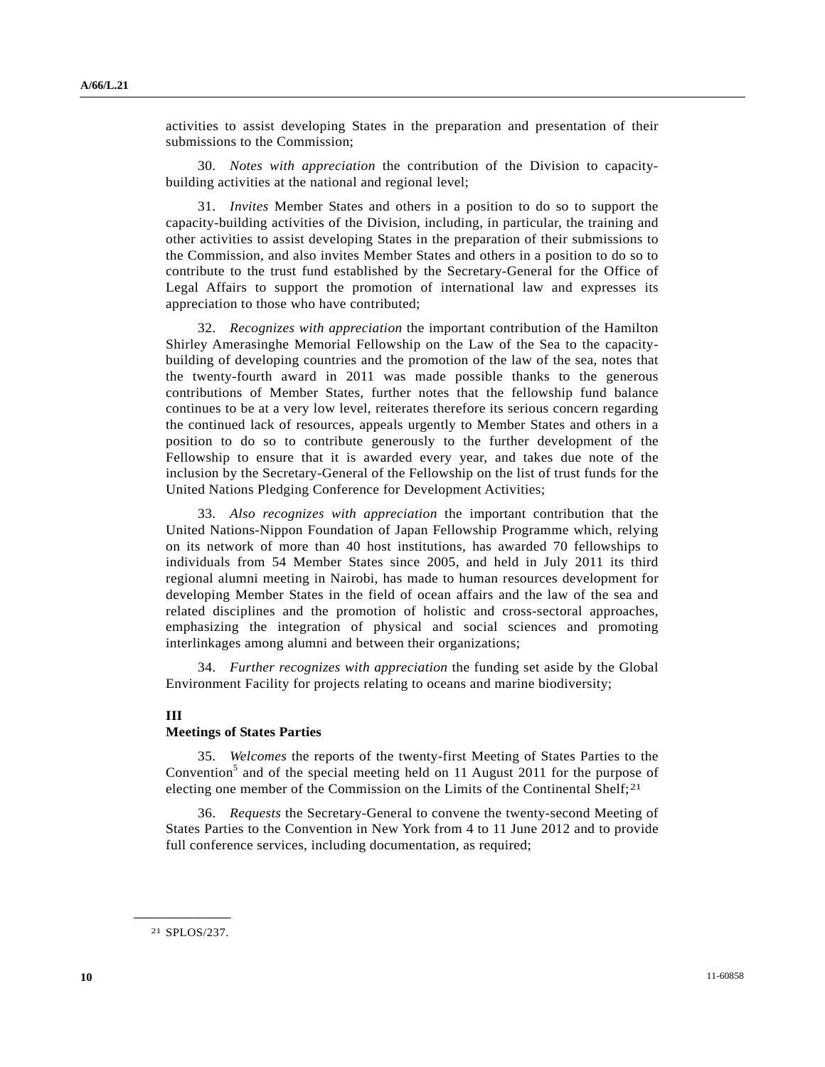activities to assist developing States in the preparation and presentation of their submissions to the Commission;

30. *Notes with appreciation* the contribution of the Division to capacity-building activities at the national and regional level;

31. *Invites* Member States and others in a position to do so to support the capacity-building activities of the Division, including, in particular, the training and other activities to assist developing States in the preparation of their submissions to the Commission, and also invites Member States and others in a position to do so to contribute to the trust fund established by the Secretary-General for the Office of Legal Affairs to support the promotion of international law and expresses its appreciation to those who have contributed;

32. *Recognizes with appreciation* the important contribution of the Hamilton Shirley Amerasinghe Memorial Fellowship on the Law of the Sea to the capacity-building of developing countries and the promotion of the law of the sea, notes that the twenty-fourth award in 2011 was made possible thanks to the generous contributions of Member States, further notes that the fellowship fund balance continues to be at a very low level, reiterates therefore its serious concern regarding the continued lack of resources, appeals urgently to Member States and others in a position to do so to contribute generously to the further development of the Fellowship to ensure that it is awarded every year, and takes due note of the inclusion by the Secretary-General of the Fellowship on the list of trust funds for the United Nations Pledging Conference for Development Activities;

33. *Also recognizes with appreciation* the important contribution that the United Nations-Nippon Foundation of Japan Fellowship Programme which, relying on its network of more than 40 host institutions, has awarded 70 fellowships to individuals from 54 Member States since 2005, and held in July 2011 its third regional alumni meeting in Nairobi, has made to human resources development for developing Member States in the field of ocean affairs and the law of the sea and related disciplines and the promotion of holistic and cross-sectoral approaches, emphasizing the integration of physical and social sciences and promoting interlinkages among alumni and between their organizations;

34. *Further recognizes with appreciation* the funding set aside by the Global Environment Facility for projects relating to oceans and marine biodiversity;

### III
### Meetings of States Parties

35. *Welcomes* the reports of the twenty-first Meeting of States Parties to the Convention[5] and of the special meeting held on 11 August 2011 for the purpose of electing one member of the Commission on the Limits of the Continental Shelf;[21]

36. *Requests* the Secretary-General to convene the twenty-second Meeting of States Parties to the Convention in New York from 4 to 11 June 2012 and to provide full conference services, including documentation, as required;

---

[21] SPLOS/237.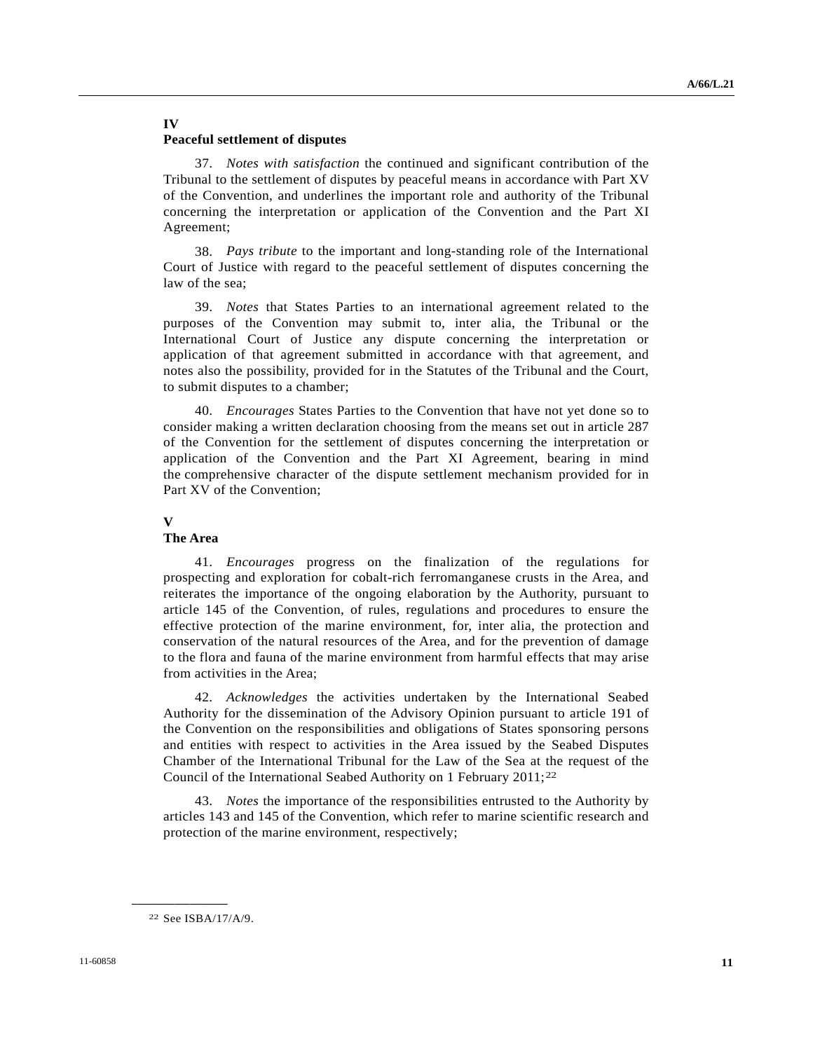## IV
## Peaceful settlement of disputes

37. *Notes with satisfaction* the continued and significant contribution of the Tribunal to the settlement of disputes by peaceful means in accordance with Part XV of the Convention, and underlines the important role and authority of the Tribunal concerning the interpretation or application of the Convention and the Part XI Agreement;

38. *Pays tribute* to the important and long-standing role of the International Court of Justice with regard to the peaceful settlement of disputes concerning the law of the sea;

39. *Notes* that States Parties to an international agreement related to the purposes of the Convention may submit to, inter alia, the Tribunal or the International Court of Justice any dispute concerning the interpretation or application of that agreement submitted in accordance with that agreement, and notes also the possibility, provided for in the Statutes of the Tribunal and the Court, to submit disputes to a chamber;

40. *Encourages* States Parties to the Convention that have not yet done so to consider making a written declaration choosing from the means set out in article 287 of the Convention for the settlement of disputes concerning the interpretation or application of the Convention and the Part XI Agreement, bearing in mind the comprehensive character of the dispute settlement mechanism provided for in Part XV of the Convention;

## V
## The Area

41. *Encourages* progress on the finalization of the regulations for prospecting and exploration for cobalt-rich ferromanganese crusts in the Area, and reiterates the importance of the ongoing elaboration by the Authority, pursuant to article 145 of the Convention, of rules, regulations and procedures to ensure the effective protection of the marine environment, for, inter alia, the protection and conservation of the natural resources of the Area, and for the prevention of damage to the flora and fauna of the marine environment from harmful effects that may arise from activities in the Area;

42. *Acknowledges* the activities undertaken by the International Seabed Authority for the dissemination of the Advisory Opinion pursuant to article 191 of the Convention on the responsibilities and obligations of States sponsoring persons and entities with respect to activities in the Area issued by the Seabed Disputes Chamber of the International Tribunal for the Law of the Sea at the request of the Council of the International Seabed Authority on 1 February 2011;[22]

43. *Notes* the importance of the responsibilities entrusted to the Authority by articles 143 and 145 of the Convention, which refer to marine scientific research and protection of the marine environment, respectively;

---

[22] See ISBA/17/A/9.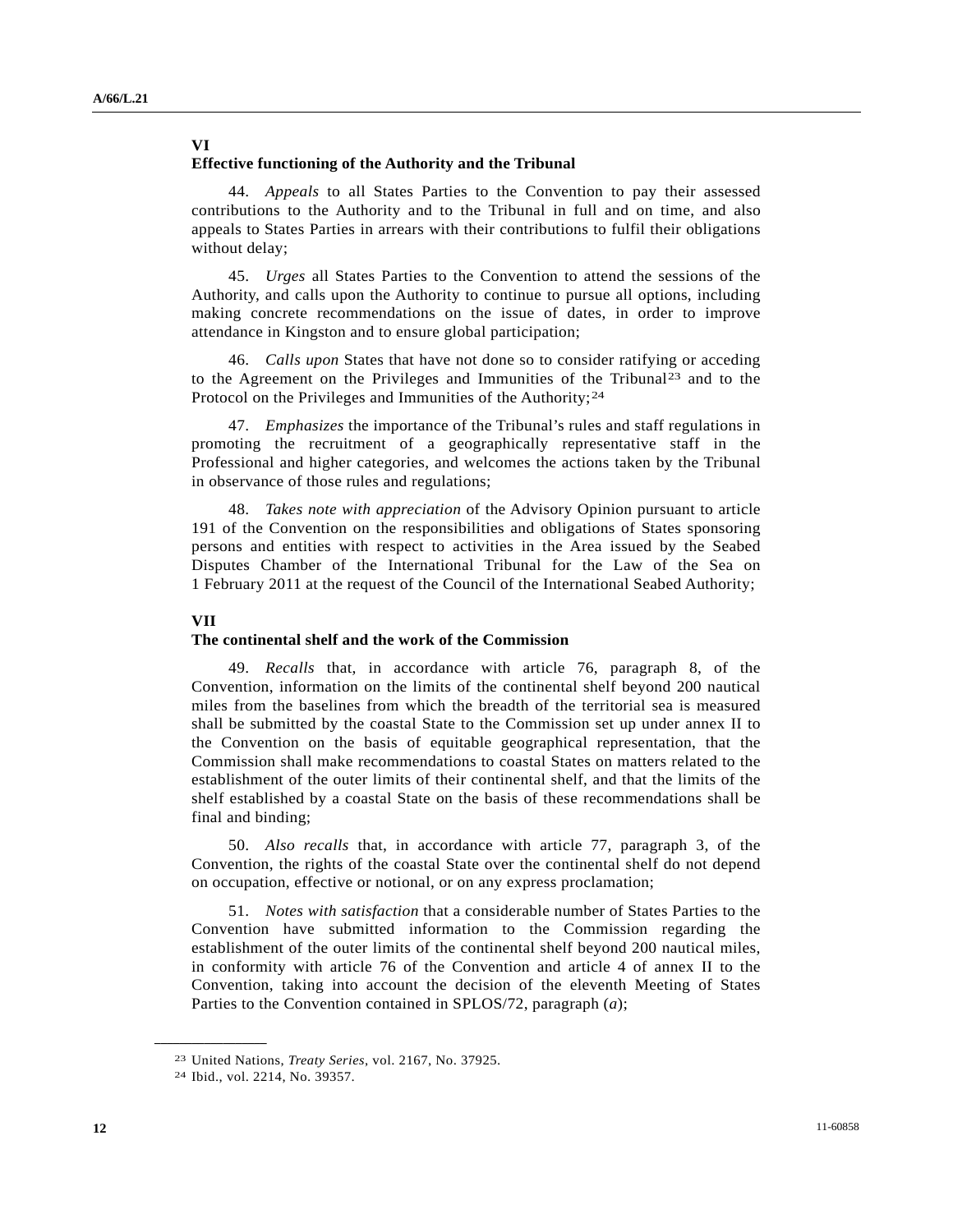## VI
## Effective functioning of the Authority and the Tribunal

44. *Appeals* to all States Parties to the Convention to pay their assessed contributions to the Authority and to the Tribunal in full and on time, and also appeals to States Parties in arrears with their contributions to fulfil their obligations without delay;

45. *Urges* all States Parties to the Convention to attend the sessions of the Authority, and calls upon the Authority to continue to pursue all options, including making concrete recommendations on the issue of dates, in order to improve attendance in Kingston and to ensure global participation;

46. *Calls upon* States that have not done so to consider ratifying or acceding to the Agreement on the Privileges and Immunities of the Tribunal[23] and to the Protocol on the Privileges and Immunities of the Authority;[24]

47. *Emphasizes* the importance of the Tribunal's rules and staff regulations in promoting the recruitment of a geographically representative staff in the Professional and higher categories, and welcomes the actions taken by the Tribunal in observance of those rules and regulations;

48. *Takes note with appreciation* of the Advisory Opinion pursuant to article 191 of the Convention on the responsibilities and obligations of States sponsoring persons and entities with respect to activities in the Area issued by the Seabed Disputes Chamber of the International Tribunal for the Law of the Sea on 1 February 2011 at the request of the Council of the International Seabed Authority;

## VII
## The continental shelf and the work of the Commission

49. *Recalls* that, in accordance with article 76, paragraph 8, of the Convention, information on the limits of the continental shelf beyond 200 nautical miles from the baselines from which the breadth of the territorial sea is measured shall be submitted by the coastal State to the Commission set up under annex II to the Convention on the basis of equitable geographical representation, that the Commission shall make recommendations to coastal States on matters related to the establishment of the outer limits of their continental shelf, and that the limits of the shelf established by a coastal State on the basis of these recommendations shall be final and binding;

50. *Also recalls* that, in accordance with article 77, paragraph 3, of the Convention, the rights of the coastal State over the continental shelf do not depend on occupation, effective or notional, or on any express proclamation;

51. *Notes with satisfaction* that a considerable number of States Parties to the Convention have submitted information to the Commission regarding the establishment of the outer limits of the continental shelf beyond 200 nautical miles, in conformity with article 76 of the Convention and article 4 of annex II to the Convention, taking into account the decision of the eleventh Meeting of States Parties to the Convention contained in SPLOS/72, paragraph (*a*);

---

[23] United Nations, *Treaty Series*, vol. 2167, No. 37925.

[24] Ibid., vol. 2214, No. 39357.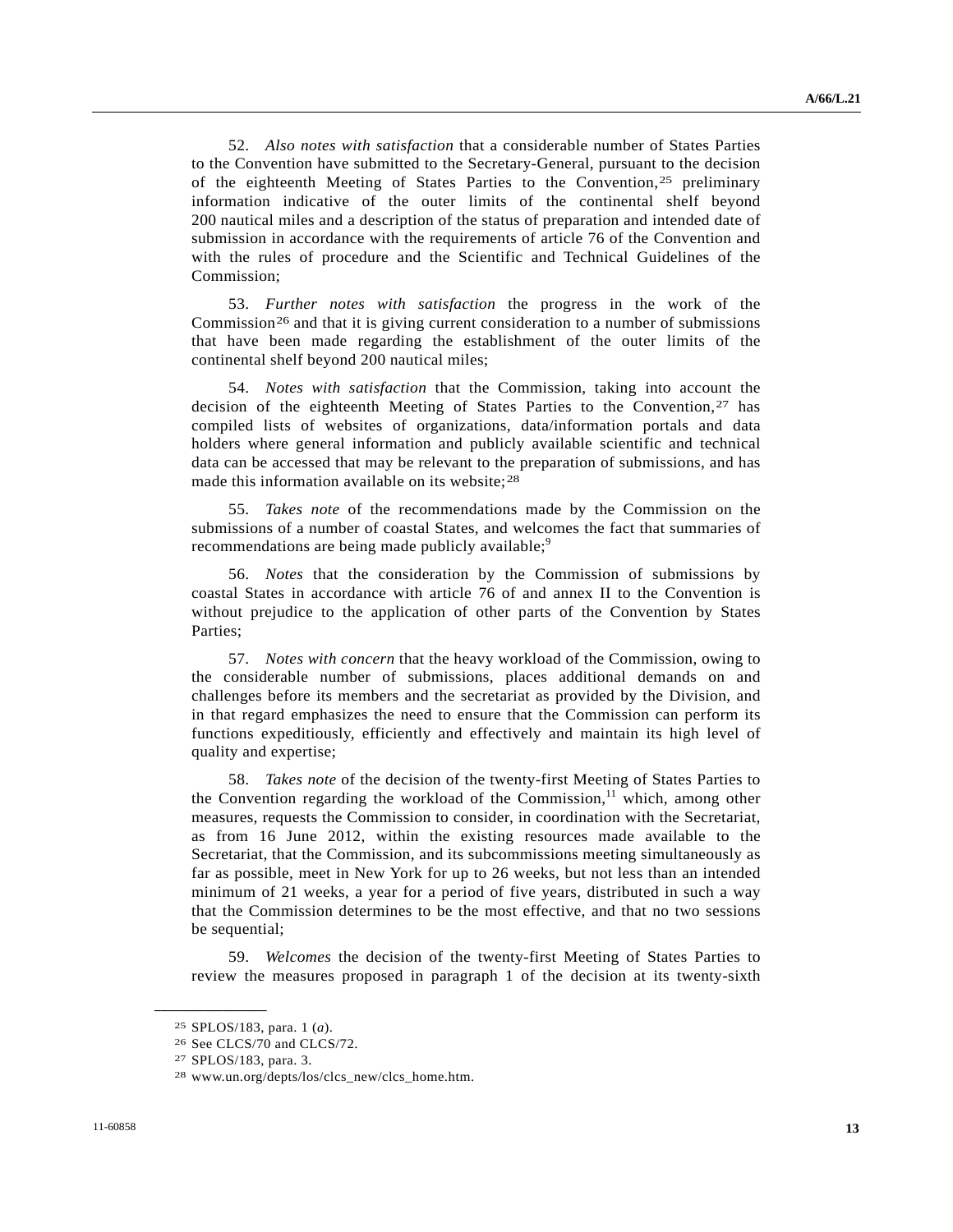52. *Also notes with satisfaction* that a considerable number of States Parties to the Convention have submitted to the Secretary-General, pursuant to the decision of the eighteenth Meeting of States Parties to the Convention,[25] preliminary information indicative of the outer limits of the continental shelf beyond 200 nautical miles and a description of the status of preparation and intended date of submission in accordance with the requirements of article 76 of the Convention and with the rules of procedure and the Scientific and Technical Guidelines of the Commission;

53. *Further notes with satisfaction* the progress in the work of the Commission[26] and that it is giving current consideration to a number of submissions that have been made regarding the establishment of the outer limits of the continental shelf beyond 200 nautical miles;

54. *Notes with satisfaction* that the Commission, taking into account the decision of the eighteenth Meeting of States Parties to the Convention,[27] has compiled lists of websites of organizations, data/information portals and data holders where general information and publicly available scientific and technical data can be accessed that may be relevant to the preparation of submissions, and has made this information available on its website;[28]

55. *Takes note* of the recommendations made by the Commission on the submissions of a number of coastal States, and welcomes the fact that summaries of recommendations are being made publicly available;[9]

56. *Notes* that the consideration by the Commission of submissions by coastal States in accordance with article 76 of and annex II to the Convention is without prejudice to the application of other parts of the Convention by States Parties;

57. *Notes with concern* that the heavy workload of the Commission, owing to the considerable number of submissions, places additional demands on and challenges before its members and the secretariat as provided by the Division, and in that regard emphasizes the need to ensure that the Commission can perform its functions expeditiously, efficiently and effectively and maintain its high level of quality and expertise;

58. *Takes note* of the decision of the twenty-first Meeting of States Parties to the Convention regarding the workload of the Commission,[11] which, among other measures, requests the Commission to consider, in coordination with the Secretariat, as from 16 June 2012, within the existing resources made available to the Secretariat, that the Commission, and its subcommissions meeting simultaneously as far as possible, meet in New York for up to 26 weeks, but not less than an intended minimum of 21 weeks, a year for a period of five years, distributed in such a way that the Commission determines to be the most effective, and that no two sessions be sequential;

59. *Welcomes* the decision of the twenty-first Meeting of States Parties to review the measures proposed in paragraph 1 of the decision at its twenty-sixth

---

[25] SPLOS/183, para. 1 (*a*).

[26] See CLCS/70 and CLCS/72.

[27] SPLOS/183, para. 3.

[28] www.un.org/depts/los/clcs_new/clcs_home.htm.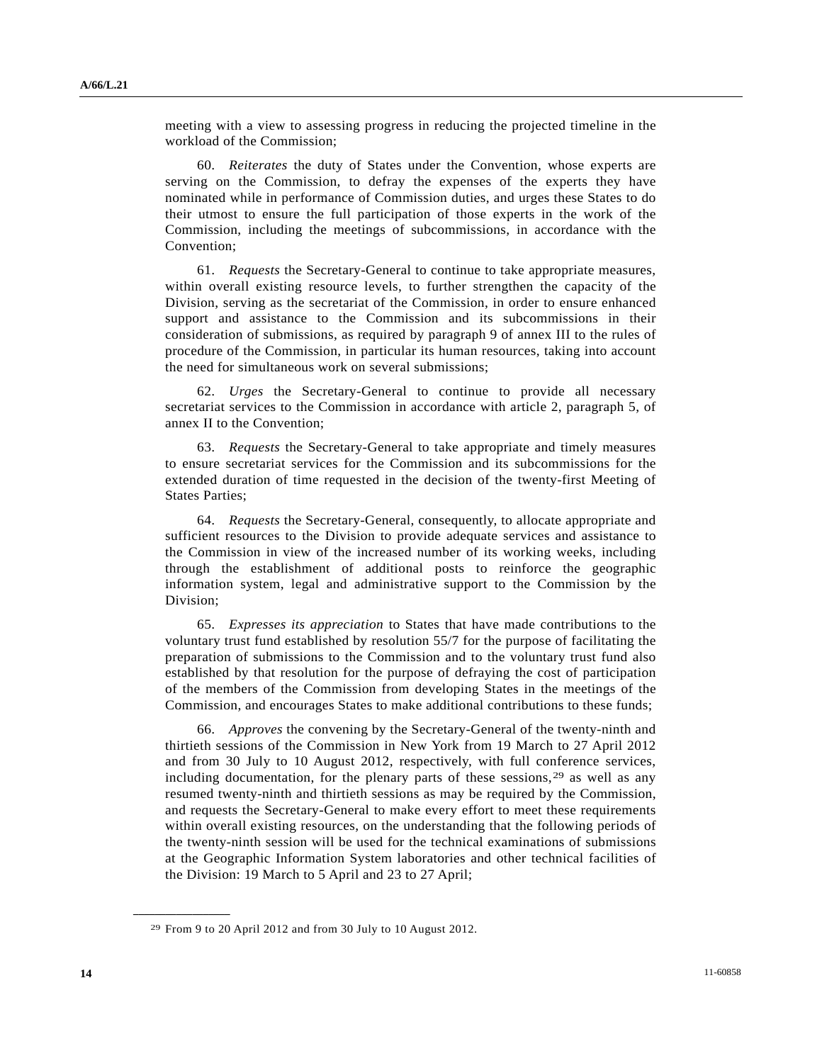meeting with a view to assessing progress in reducing the projected timeline in the workload of the Commission;

60. *Reiterates* the duty of States under the Convention, whose experts are serving on the Commission, to defray the expenses of the experts they have nominated while in performance of Commission duties, and urges these States to do their utmost to ensure the full participation of those experts in the work of the Commission, including the meetings of subcommissions, in accordance with the Convention;

61. *Requests* the Secretary-General to continue to take appropriate measures, within overall existing resource levels, to further strengthen the capacity of the Division, serving as the secretariat of the Commission, in order to ensure enhanced support and assistance to the Commission and its subcommissions in their consideration of submissions, as required by paragraph 9 of annex III to the rules of procedure of the Commission, in particular its human resources, taking into account the need for simultaneous work on several submissions;

62. *Urges* the Secretary-General to continue to provide all necessary secretariat services to the Commission in accordance with article 2, paragraph 5, of annex II to the Convention;

63. *Requests* the Secretary-General to take appropriate and timely measures to ensure secretariat services for the Commission and its subcommissions for the extended duration of time requested in the decision of the twenty-first Meeting of States Parties;

64. *Requests* the Secretary-General, consequently, to allocate appropriate and sufficient resources to the Division to provide adequate services and assistance to the Commission in view of the increased number of its working weeks, including through the establishment of additional posts to reinforce the geographic information system, legal and administrative support to the Commission by the Division;

65. *Expresses its appreciation* to States that have made contributions to the voluntary trust fund established by resolution 55/7 for the purpose of facilitating the preparation of submissions to the Commission and to the voluntary trust fund also established by that resolution for the purpose of defraying the cost of participation of the members of the Commission from developing States in the meetings of the Commission, and encourages States to make additional contributions to these funds;

66. *Approves* the convening by the Secretary-General of the twenty-ninth and thirtieth sessions of the Commission in New York from 19 March to 27 April 2012 and from 30 July to 10 August 2012, respectively, with full conference services, including documentation, for the plenary parts of these sessions,[29] as well as any resumed twenty-ninth and thirtieth sessions as may be required by the Commission, and requests the Secretary-General to make every effort to meet these requirements within overall existing resources, on the understanding that the following periods of the twenty-ninth session will be used for the technical examinations of submissions at the Geographic Information System laboratories and other technical facilities of the Division: 19 March to 5 April and 23 to 27 April;

---

[29] From 9 to 20 April 2012 and from 30 July to 10 August 2012.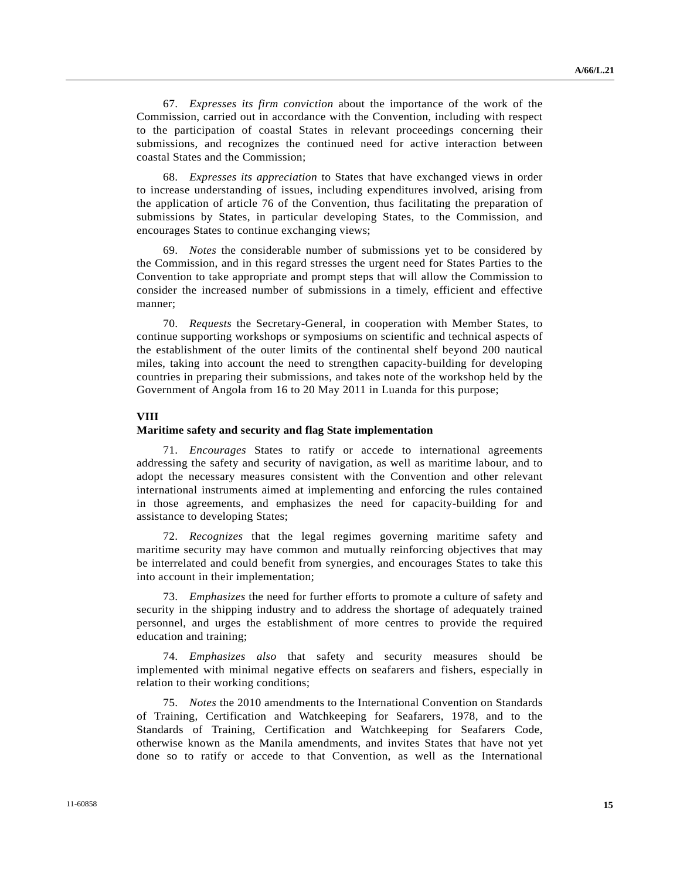67. *Expresses its firm conviction* about the importance of the work of the Commission, carried out in accordance with the Convention, including with respect to the participation of coastal States in relevant proceedings concerning their submissions, and recognizes the continued need for active interaction between coastal States and the Commission;

68. *Expresses its appreciation* to States that have exchanged views in order to increase understanding of issues, including expenditures involved, arising from the application of article 76 of the Convention, thus facilitating the preparation of submissions by States, in particular developing States, to the Commission, and encourages States to continue exchanging views;

69. *Notes* the considerable number of submissions yet to be considered by the Commission, and in this regard stresses the urgent need for States Parties to the Convention to take appropriate and prompt steps that will allow the Commission to consider the increased number of submissions in a timely, efficient and effective manner;

70. *Requests* the Secretary-General, in cooperation with Member States, to continue supporting workshops or symposiums on scientific and technical aspects of the establishment of the outer limits of the continental shelf beyond 200 nautical miles, taking into account the need to strengthen capacity-building for developing countries in preparing their submissions, and takes note of the workshop held by the Government of Angola from 16 to 20 May 2011 in Luanda for this purpose;

**VIII**
**Maritime safety and security and flag State implementation**

71. *Encourages* States to ratify or accede to international agreements addressing the safety and security of navigation, as well as maritime labour, and to adopt the necessary measures consistent with the Convention and other relevant international instruments aimed at implementing and enforcing the rules contained in those agreements, and emphasizes the need for capacity-building for and assistance to developing States;

72. *Recognizes* that the legal regimes governing maritime safety and maritime security may have common and mutually reinforcing objectives that may be interrelated and could benefit from synergies, and encourages States to take this into account in their implementation;

73. *Emphasizes* the need for further efforts to promote a culture of safety and security in the shipping industry and to address the shortage of adequately trained personnel, and urges the establishment of more centres to provide the required education and training;

74. *Emphasizes also* that safety and security measures should be implemented with minimal negative effects on seafarers and fishers, especially in relation to their working conditions;

75. *Notes* the 2010 amendments to the International Convention on Standards of Training, Certification and Watchkeeping for Seafarers, 1978, and to the Standards of Training, Certification and Watchkeeping for Seafarers Code, otherwise known as the Manila amendments, and invites States that have not yet done so to ratify or accede to that Convention, as well as the International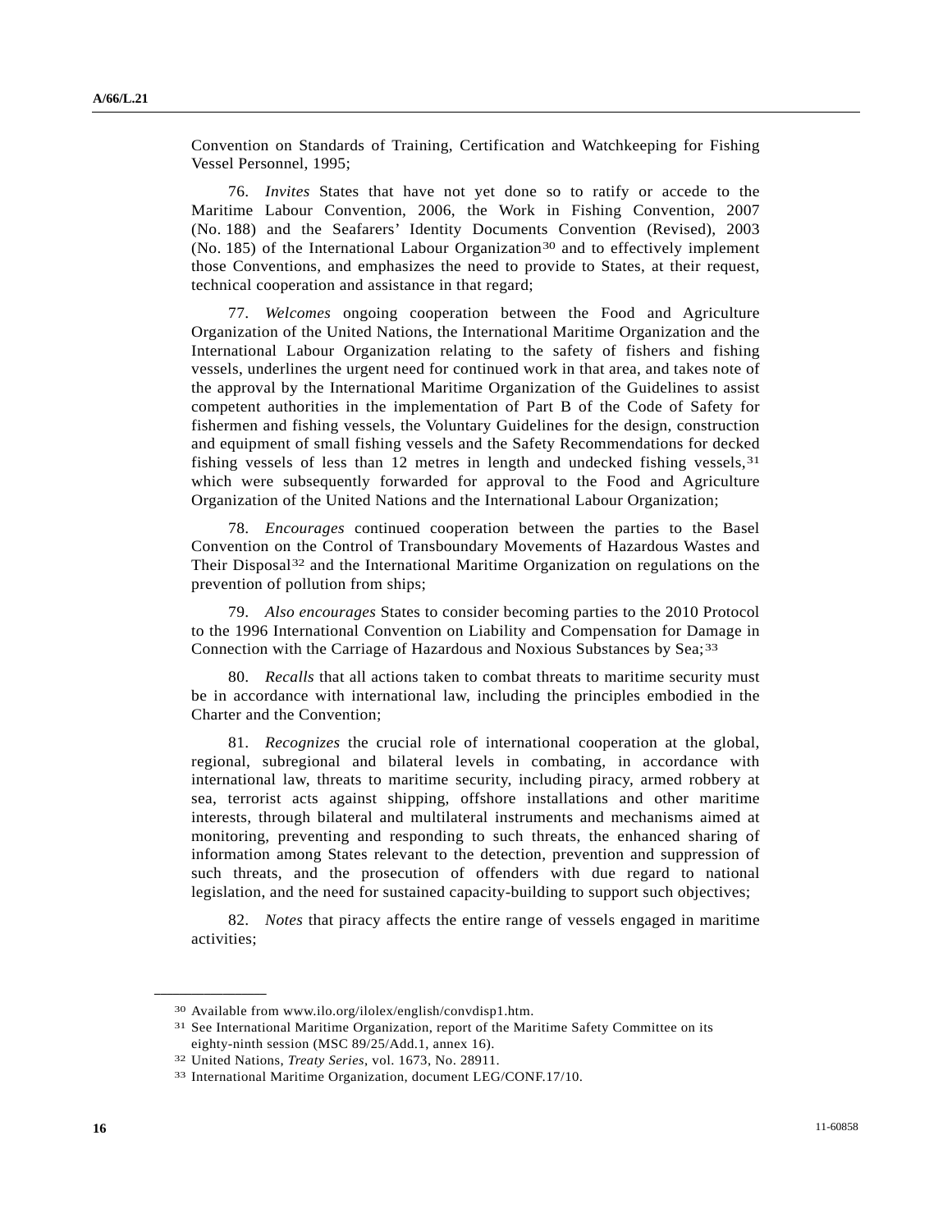Convention on Standards of Training, Certification and Watchkeeping for Fishing Vessel Personnel, 1995;

76. *Invites* States that have not yet done so to ratify or accede to the Maritime Labour Convention, 2006, the Work in Fishing Convention, 2007 (No. 188) and the Seafarers' Identity Documents Convention (Revised), 2003 (No. 185) of the International Labour Organization[30] and to effectively implement those Conventions, and emphasizes the need to provide to States, at their request, technical cooperation and assistance in that regard;

77. *Welcomes* ongoing cooperation between the Food and Agriculture Organization of the United Nations, the International Maritime Organization and the International Labour Organization relating to the safety of fishers and fishing vessels, underlines the urgent need for continued work in that area, and takes note of the approval by the International Maritime Organization of the Guidelines to assist competent authorities in the implementation of Part B of the Code of Safety for fishermen and fishing vessels, the Voluntary Guidelines for the design, construction and equipment of small fishing vessels and the Safety Recommendations for decked fishing vessels of less than 12 metres in length and undecked fishing vessels,[31] which were subsequently forwarded for approval to the Food and Agriculture Organization of the United Nations and the International Labour Organization;

78. *Encourages* continued cooperation between the parties to the Basel Convention on the Control of Transboundary Movements of Hazardous Wastes and Their Disposal[32] and the International Maritime Organization on regulations on the prevention of pollution from ships;

79. *Also encourages* States to consider becoming parties to the 2010 Protocol to the 1996 International Convention on Liability and Compensation for Damage in Connection with the Carriage of Hazardous and Noxious Substances by Sea;[33]

80. *Recalls* that all actions taken to combat threats to maritime security must be in accordance with international law, including the principles embodied in the Charter and the Convention;

81. *Recognizes* the crucial role of international cooperation at the global, regional, subregional and bilateral levels in combating, in accordance with international law, threats to maritime security, including piracy, armed robbery at sea, terrorist acts against shipping, offshore installations and other maritime interests, through bilateral and multilateral instruments and mechanisms aimed at monitoring, preventing and responding to such threats, the enhanced sharing of information among States relevant to the detection, prevention and suppression of such threats, and the prosecution of offenders with due regard to national legislation, and the need for sustained capacity-building to support such objectives;

82. *Notes* that piracy affects the entire range of vessels engaged in maritime activities;

---

[30] Available from www.ilo.org/ilolex/english/convdisp1.htm.

[31] See International Maritime Organization, report of the Maritime Safety Committee on its eighty-ninth session (MSC 89/25/Add.1, annex 16).

[32] United Nations, *Treaty Series*, vol. 1673, No. 28911.

[33] International Maritime Organization, document LEG/CONF.17/10.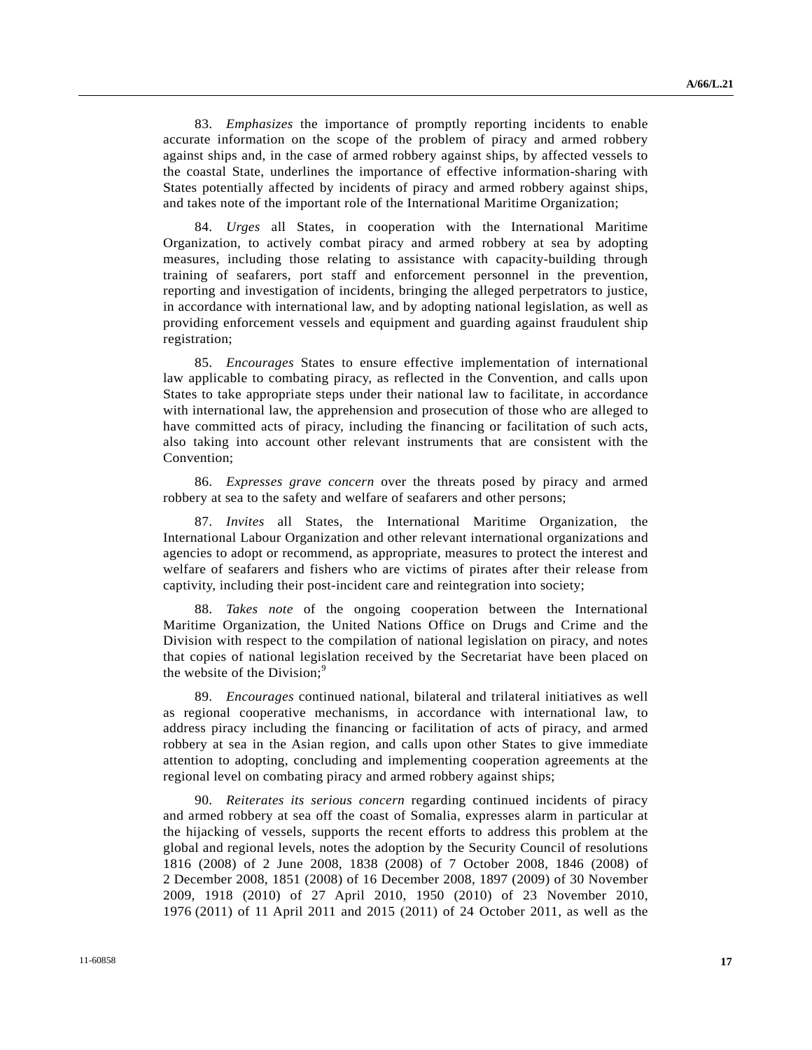83. *Emphasizes* the importance of promptly reporting incidents to enable accurate information on the scope of the problem of piracy and armed robbery against ships and, in the case of armed robbery against ships, by affected vessels to the coastal State, underlines the importance of effective information-sharing with States potentially affected by incidents of piracy and armed robbery against ships, and takes note of the important role of the International Maritime Organization;

84. *Urges* all States, in cooperation with the International Maritime Organization, to actively combat piracy and armed robbery at sea by adopting measures, including those relating to assistance with capacity-building through training of seafarers, port staff and enforcement personnel in the prevention, reporting and investigation of incidents, bringing the alleged perpetrators to justice, in accordance with international law, and by adopting national legislation, as well as providing enforcement vessels and equipment and guarding against fraudulent ship registration;

85. *Encourages* States to ensure effective implementation of international law applicable to combating piracy, as reflected in the Convention, and calls upon States to take appropriate steps under their national law to facilitate, in accordance with international law, the apprehension and prosecution of those who are alleged to have committed acts of piracy, including the financing or facilitation of such acts, also taking into account other relevant instruments that are consistent with the Convention;

86. *Expresses grave concern* over the threats posed by piracy and armed robbery at sea to the safety and welfare of seafarers and other persons;

87. *Invites* all States, the International Maritime Organization, the International Labour Organization and other relevant international organizations and agencies to adopt or recommend, as appropriate, measures to protect the interest and welfare of seafarers and fishers who are victims of pirates after their release from captivity, including their post-incident care and reintegration into society;

88. *Takes note* of the ongoing cooperation between the International Maritime Organization, the United Nations Office on Drugs and Crime and the Division with respect to the compilation of national legislation on piracy, and notes that copies of national legislation received by the Secretariat have been placed on the website of the Division;[9]

89. *Encourages* continued national, bilateral and trilateral initiatives as well as regional cooperative mechanisms, in accordance with international law, to address piracy including the financing or facilitation of acts of piracy, and armed robbery at sea in the Asian region, and calls upon other States to give immediate attention to adopting, concluding and implementing cooperation agreements at the regional level on combating piracy and armed robbery against ships;

90. *Reiterates its serious concern* regarding continued incidents of piracy and armed robbery at sea off the coast of Somalia, expresses alarm in particular at the hijacking of vessels, supports the recent efforts to address this problem at the global and regional levels, notes the adoption by the Security Council of resolutions 1816 (2008) of 2 June 2008, 1838 (2008) of 7 October 2008, 1846 (2008) of 2 December 2008, 1851 (2008) of 16 December 2008, 1897 (2009) of 30 November 2009, 1918 (2010) of 27 April 2010, 1950 (2010) of 23 November 2010, 1976 (2011) of 11 April 2011 and 2015 (2011) of 24 October 2011, as well as the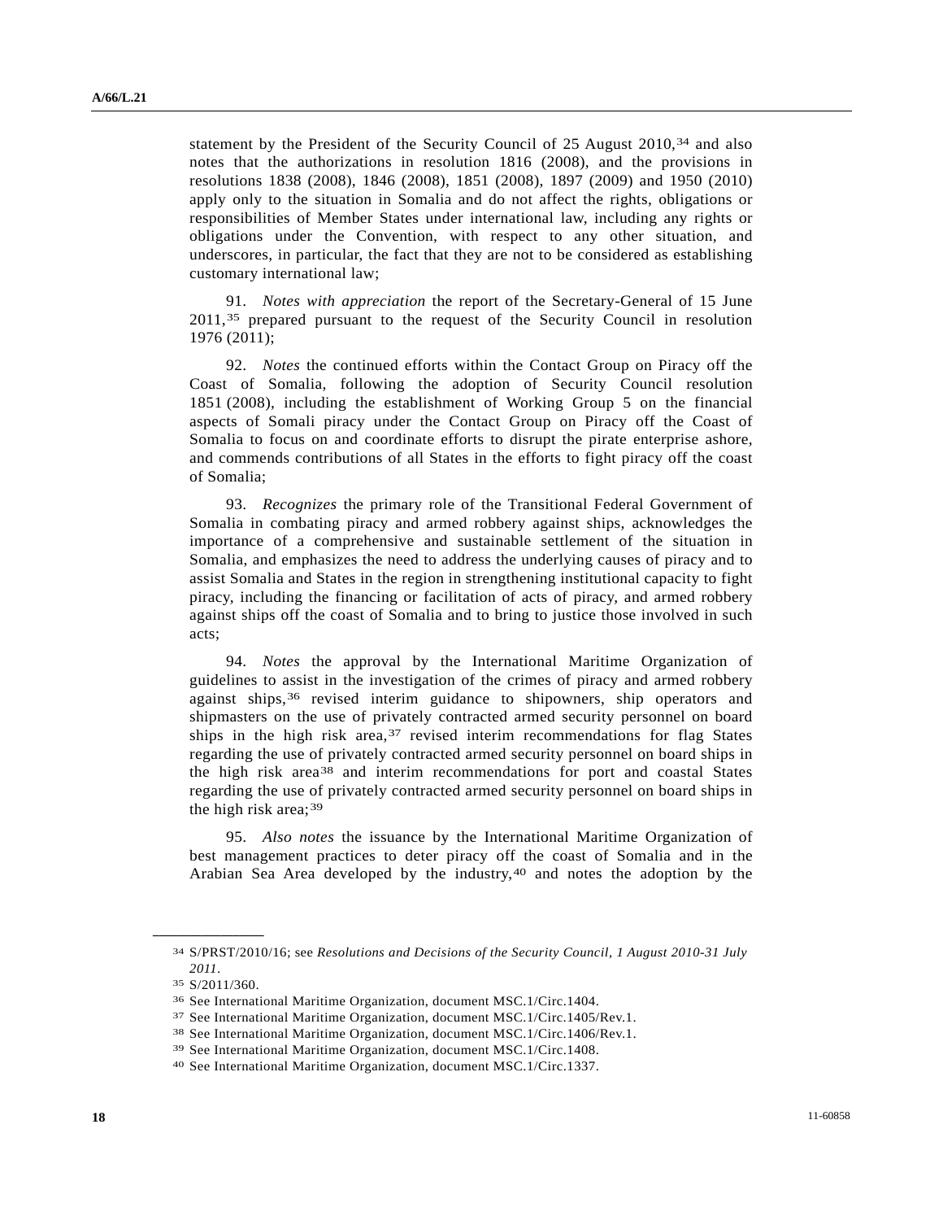statement by the President of the Security Council of 25 August 2010,[34] and also notes that the authorizations in resolution 1816 (2008), and the provisions in resolutions 1838 (2008), 1846 (2008), 1851 (2008), 1897 (2009) and 1950 (2010) apply only to the situation in Somalia and do not affect the rights, obligations or responsibilities of Member States under international law, including any rights or obligations under the Convention, with respect to any other situation, and underscores, in particular, the fact that they are not to be considered as establishing customary international law;

91. *Notes with appreciation* the report of the Secretary-General of 15 June 2011,[35] prepared pursuant to the request of the Security Council in resolution 1976 (2011);

92. *Notes* the continued efforts within the Contact Group on Piracy off the Coast of Somalia, following the adoption of Security Council resolution 1851 (2008), including the establishment of Working Group 5 on the financial aspects of Somali piracy under the Contact Group on Piracy off the Coast of Somalia to focus on and coordinate efforts to disrupt the pirate enterprise ashore, and commends contributions of all States in the efforts to fight piracy off the coast of Somalia;

93. *Recognizes* the primary role of the Transitional Federal Government of Somalia in combating piracy and armed robbery against ships, acknowledges the importance of a comprehensive and sustainable settlement of the situation in Somalia, and emphasizes the need to address the underlying causes of piracy and to assist Somalia and States in the region in strengthening institutional capacity to fight piracy, including the financing or facilitation of acts of piracy, and armed robbery against ships off the coast of Somalia and to bring to justice those involved in such acts;

94. *Notes* the approval by the International Maritime Organization of guidelines to assist in the investigation of the crimes of piracy and armed robbery against ships,[36] revised interim guidance to shipowners, ship operators and shipmasters on the use of privately contracted armed security personnel on board ships in the high risk area,[37] revised interim recommendations for flag States regarding the use of privately contracted armed security personnel on board ships in the high risk area[38] and interim recommendations for port and coastal States regarding the use of privately contracted armed security personnel on board ships in the high risk area;[39]

95. *Also notes* the issuance by the International Maritime Organization of best management practices to deter piracy off the coast of Somalia and in the Arabian Sea Area developed by the industry,[40] and notes the adoption by the

---

[34] S/PRST/2010/16; see *Resolutions and Decisions of the Security Council, 1 August 2010-31 July 2011*.

[35] S/2011/360.

[36] See International Maritime Organization, document MSC.1/Circ.1404.

[37] See International Maritime Organization, document MSC.1/Circ.1405/Rev.1.

[38] See International Maritime Organization, document MSC.1/Circ.1406/Rev.1.

[39] See International Maritime Organization, document MSC.1/Circ.1408.

[40] See International Maritime Organization, document MSC.1/Circ.1337.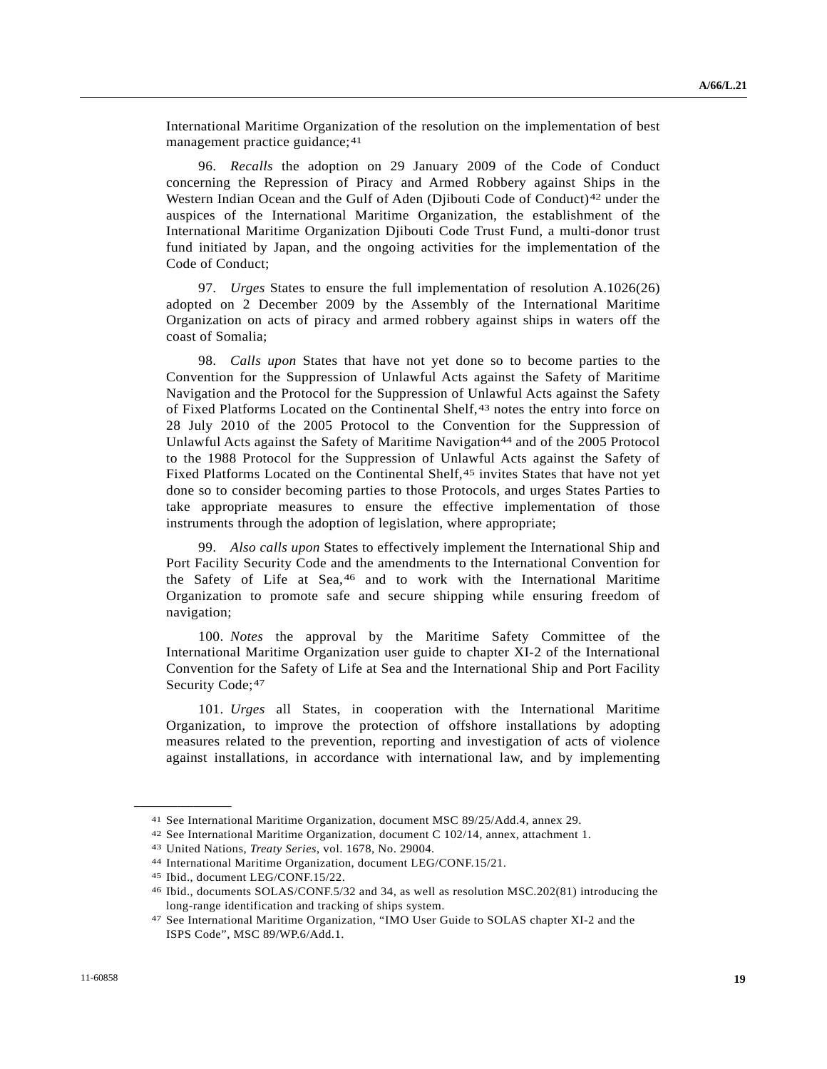International Maritime Organization of the resolution on the implementation of best management practice guidance;[41]

96. *Recalls* the adoption on 29 January 2009 of the Code of Conduct concerning the Repression of Piracy and Armed Robbery against Ships in the Western Indian Ocean and the Gulf of Aden (Djibouti Code of Conduct)[42] under the auspices of the International Maritime Organization, the establishment of the International Maritime Organization Djibouti Code Trust Fund, a multi-donor trust fund initiated by Japan, and the ongoing activities for the implementation of the Code of Conduct;

97. *Urges* States to ensure the full implementation of resolution A.1026(26) adopted on 2 December 2009 by the Assembly of the International Maritime Organization on acts of piracy and armed robbery against ships in waters off the coast of Somalia;

98. *Calls upon* States that have not yet done so to become parties to the Convention for the Suppression of Unlawful Acts against the Safety of Maritime Navigation and the Protocol for the Suppression of Unlawful Acts against the Safety of Fixed Platforms Located on the Continental Shelf,[43] notes the entry into force on 28 July 2010 of the 2005 Protocol to the Convention for the Suppression of Unlawful Acts against the Safety of Maritime Navigation[44] and of the 2005 Protocol to the 1988 Protocol for the Suppression of Unlawful Acts against the Safety of Fixed Platforms Located on the Continental Shelf,[45] invites States that have not yet done so to consider becoming parties to those Protocols, and urges States Parties to take appropriate measures to ensure the effective implementation of those instruments through the adoption of legislation, where appropriate;

99. *Also calls upon* States to effectively implement the International Ship and Port Facility Security Code and the amendments to the International Convention for the Safety of Life at Sea,[46] and to work with the International Maritime Organization to promote safe and secure shipping while ensuring freedom of navigation;

100. *Notes* the approval by the Maritime Safety Committee of the International Maritime Organization user guide to chapter XI-2 of the International Convention for the Safety of Life at Sea and the International Ship and Port Facility Security Code;[47]

101. *Urges* all States, in cooperation with the International Maritime Organization, to improve the protection of offshore installations by adopting measures related to the prevention, reporting and investigation of acts of violence against installations, in accordance with international law, and by implementing

---

[41] See International Maritime Organization, document MSC 89/25/Add.4, annex 29.

[42] See International Maritime Organization, document C 102/14, annex, attachment 1.

[43] United Nations, *Treaty Series*, vol. 1678, No. 29004.

[44] International Maritime Organization, document LEG/CONF.15/21.

[45] Ibid., document LEG/CONF.15/22.

[46] Ibid., documents SOLAS/CONF.5/32 and 34, as well as resolution MSC.202(81) introducing the long-range identification and tracking of ships system.

[47] See International Maritime Organization, "IMO User Guide to SOLAS chapter XI-2 and the ISPS Code", MSC 89/WP.6/Add.1.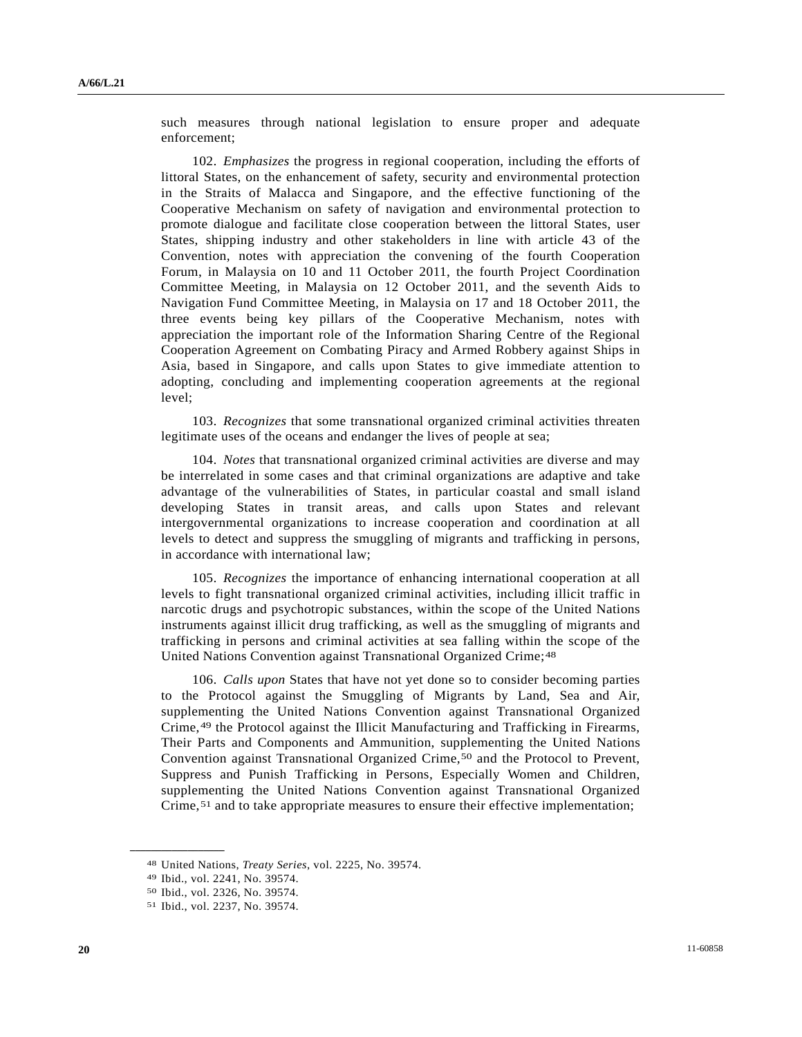such measures through national legislation to ensure proper and adequate enforcement;

102. *Emphasizes* the progress in regional cooperation, including the efforts of littoral States, on the enhancement of safety, security and environmental protection in the Straits of Malacca and Singapore, and the effective functioning of the Cooperative Mechanism on safety of navigation and environmental protection to promote dialogue and facilitate close cooperation between the littoral States, user States, shipping industry and other stakeholders in line with article 43 of the Convention, notes with appreciation the convening of the fourth Cooperation Forum, in Malaysia on 10 and 11 October 2011, the fourth Project Coordination Committee Meeting, in Malaysia on 12 October 2011, and the seventh Aids to Navigation Fund Committee Meeting, in Malaysia on 17 and 18 October 2011, the three events being key pillars of the Cooperative Mechanism, notes with appreciation the important role of the Information Sharing Centre of the Regional Cooperation Agreement on Combating Piracy and Armed Robbery against Ships in Asia, based in Singapore, and calls upon States to give immediate attention to adopting, concluding and implementing cooperation agreements at the regional level;

103. *Recognizes* that some transnational organized criminal activities threaten legitimate uses of the oceans and endanger the lives of people at sea;

104. *Notes* that transnational organized criminal activities are diverse and may be interrelated in some cases and that criminal organizations are adaptive and take advantage of the vulnerabilities of States, in particular coastal and small island developing States in transit areas, and calls upon States and relevant intergovernmental organizations to increase cooperation and coordination at all levels to detect and suppress the smuggling of migrants and trafficking in persons, in accordance with international law;

105. *Recognizes* the importance of enhancing international cooperation at all levels to fight transnational organized criminal activities, including illicit traffic in narcotic drugs and psychotropic substances, within the scope of the United Nations instruments against illicit drug trafficking, as well as the smuggling of migrants and trafficking in persons and criminal activities at sea falling within the scope of the United Nations Convention against Transnational Organized Crime;[48]

106. *Calls upon* States that have not yet done so to consider becoming parties to the Protocol against the Smuggling of Migrants by Land, Sea and Air, supplementing the United Nations Convention against Transnational Organized Crime,[49] the Protocol against the Illicit Manufacturing and Trafficking in Firearms, Their Parts and Components and Ammunition, supplementing the United Nations Convention against Transnational Organized Crime,[50] and the Protocol to Prevent, Suppress and Punish Trafficking in Persons, Especially Women and Children, supplementing the United Nations Convention against Transnational Organized Crime,[51] and to take appropriate measures to ensure their effective implementation;

---

[48] United Nations, *Treaty Series*, vol. 2225, No. 39574.

[49] Ibid., vol. 2241, No. 39574.

[50] Ibid., vol. 2326, No. 39574.

[51] Ibid., vol. 2237, No. 39574.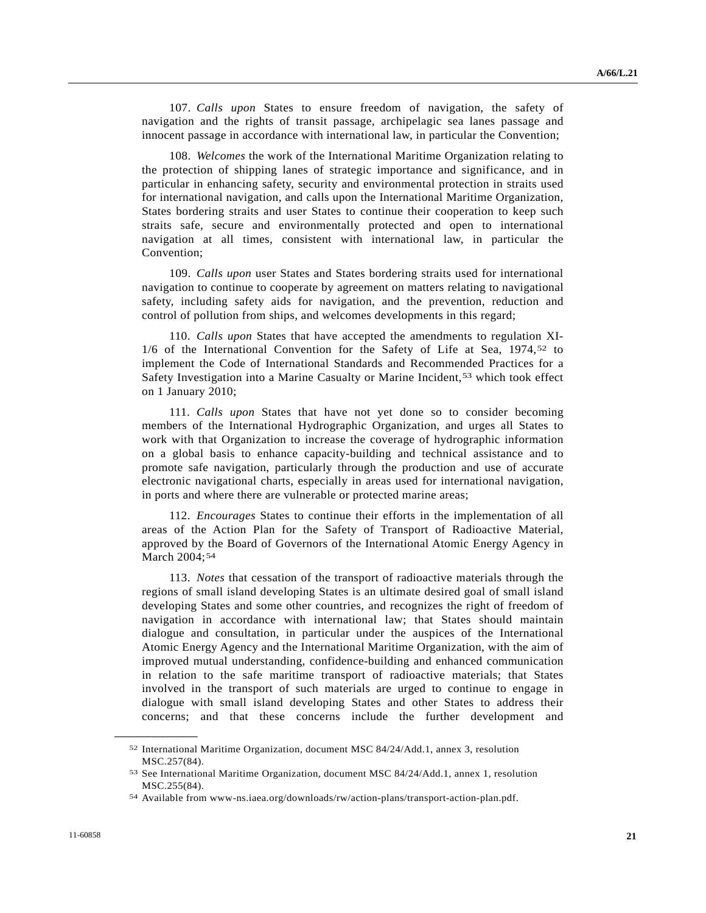107. *Calls upon* States to ensure freedom of navigation, the safety of navigation and the rights of transit passage, archipelagic sea lanes passage and innocent passage in accordance with international law, in particular the Convention;

108. *Welcomes* the work of the International Maritime Organization relating to the protection of shipping lanes of strategic importance and significance, and in particular in enhancing safety, security and environmental protection in straits used for international navigation, and calls upon the International Maritime Organization, States bordering straits and user States to continue their cooperation to keep such straits safe, secure and environmentally protected and open to international navigation at all times, consistent with international law, in particular the Convention;

109. *Calls upon* user States and States bordering straits used for international navigation to continue to cooperate by agreement on matters relating to navigational safety, including safety aids for navigation, and the prevention, reduction and control of pollution from ships, and welcomes developments in this regard;

110. *Calls upon* States that have accepted the amendments to regulation XI-1/6 of the International Convention for the Safety of Life at Sea, 1974,[52] to implement the Code of International Standards and Recommended Practices for a Safety Investigation into a Marine Casualty or Marine Incident,[53] which took effect on 1 January 2010;

111. *Calls upon* States that have not yet done so to consider becoming members of the International Hydrographic Organization, and urges all States to work with that Organization to increase the coverage of hydrographic information on a global basis to enhance capacity-building and technical assistance and to promote safe navigation, particularly through the production and use of accurate electronic navigational charts, especially in areas used for international navigation, in ports and where there are vulnerable or protected marine areas;

112. *Encourages* States to continue their efforts in the implementation of all areas of the Action Plan for the Safety of Transport of Radioactive Material, approved by the Board of Governors of the International Atomic Energy Agency in March 2004;[54]

113. *Notes* that cessation of the transport of radioactive materials through the regions of small island developing States is an ultimate desired goal of small island developing States and some other countries, and recognizes the right of freedom of navigation in accordance with international law; that States should maintain dialogue and consultation, in particular under the auspices of the International Atomic Energy Agency and the International Maritime Organization, with the aim of improved mutual understanding, confidence-building and enhanced communication in relation to the safe maritime transport of radioactive materials; that States involved in the transport of such materials are urged to continue to engage in dialogue with small island developing States and other States to address their concerns; and that these concerns include the further development and

---

[52] International Maritime Organization, document MSC 84/24/Add.1, annex 3, resolution MSC.257(84).

[53] See International Maritime Organization, document MSC 84/24/Add.1, annex 1, resolution MSC.255(84).

[54] Available from www-ns.iaea.org/downloads/rw/action-plans/transport-action-plan.pdf.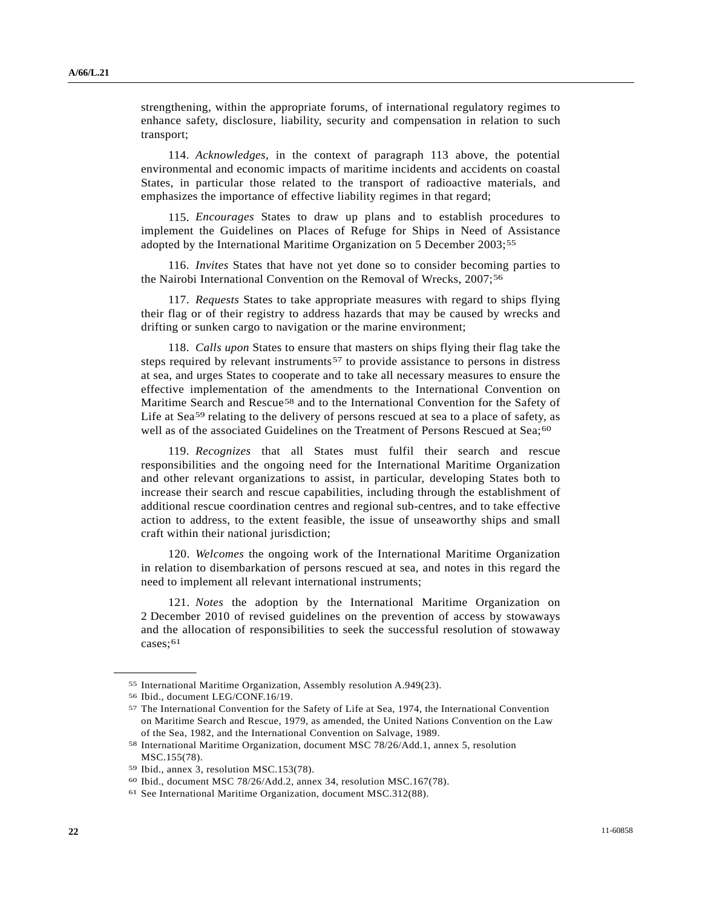strengthening, within the appropriate forums, of international regulatory regimes to enhance safety, disclosure, liability, security and compensation in relation to such transport;

114. *Acknowledges*, in the context of paragraph 113 above, the potential environmental and economic impacts of maritime incidents and accidents on coastal States, in particular those related to the transport of radioactive materials, and emphasizes the importance of effective liability regimes in that regard;

115. *Encourages* States to draw up plans and to establish procedures to implement the Guidelines on Places of Refuge for Ships in Need of Assistance adopted by the International Maritime Organization on 5 December 2003;[55]

116. *Invites* States that have not yet done so to consider becoming parties to the Nairobi International Convention on the Removal of Wrecks, 2007;[56]

117. *Requests* States to take appropriate measures with regard to ships flying their flag or of their registry to address hazards that may be caused by wrecks and drifting or sunken cargo to navigation or the marine environment;

118. *Calls upon* States to ensure that masters on ships flying their flag take the steps required by relevant instruments[57] to provide assistance to persons in distress at sea, and urges States to cooperate and to take all necessary measures to ensure the effective implementation of the amendments to the International Convention on Maritime Search and Rescue[58] and to the International Convention for the Safety of Life at Sea[59] relating to the delivery of persons rescued at sea to a place of safety, as well as of the associated Guidelines on the Treatment of Persons Rescued at Sea;[60]

119. *Recognizes* that all States must fulfil their search and rescue responsibilities and the ongoing need for the International Maritime Organization and other relevant organizations to assist, in particular, developing States both to increase their search and rescue capabilities, including through the establishment of additional rescue coordination centres and regional sub-centres, and to take effective action to address, to the extent feasible, the issue of unseaworthy ships and small craft within their national jurisdiction;

120. *Welcomes* the ongoing work of the International Maritime Organization in relation to disembarkation of persons rescued at sea, and notes in this regard the need to implement all relevant international instruments;

121. *Notes* the adoption by the International Maritime Organization on 2 December 2010 of revised guidelines on the prevention of access by stowaways and the allocation of responsibilities to seek the successful resolution of stowaway cases;[61]

---

[55] International Maritime Organization, Assembly resolution A.949(23).

[56] Ibid., document LEG/CONF.16/19.

[57] The International Convention for the Safety of Life at Sea, 1974, the International Convention on Maritime Search and Rescue, 1979, as amended, the United Nations Convention on the Law of the Sea, 1982, and the International Convention on Salvage, 1989.

[58] International Maritime Organization, document MSC 78/26/Add.1, annex 5, resolution MSC.155(78).

[59] Ibid., annex 3, resolution MSC.153(78).

[60] Ibid., document MSC 78/26/Add.2, annex 34, resolution MSC.167(78).

[61] See International Maritime Organization, document MSC.312(88).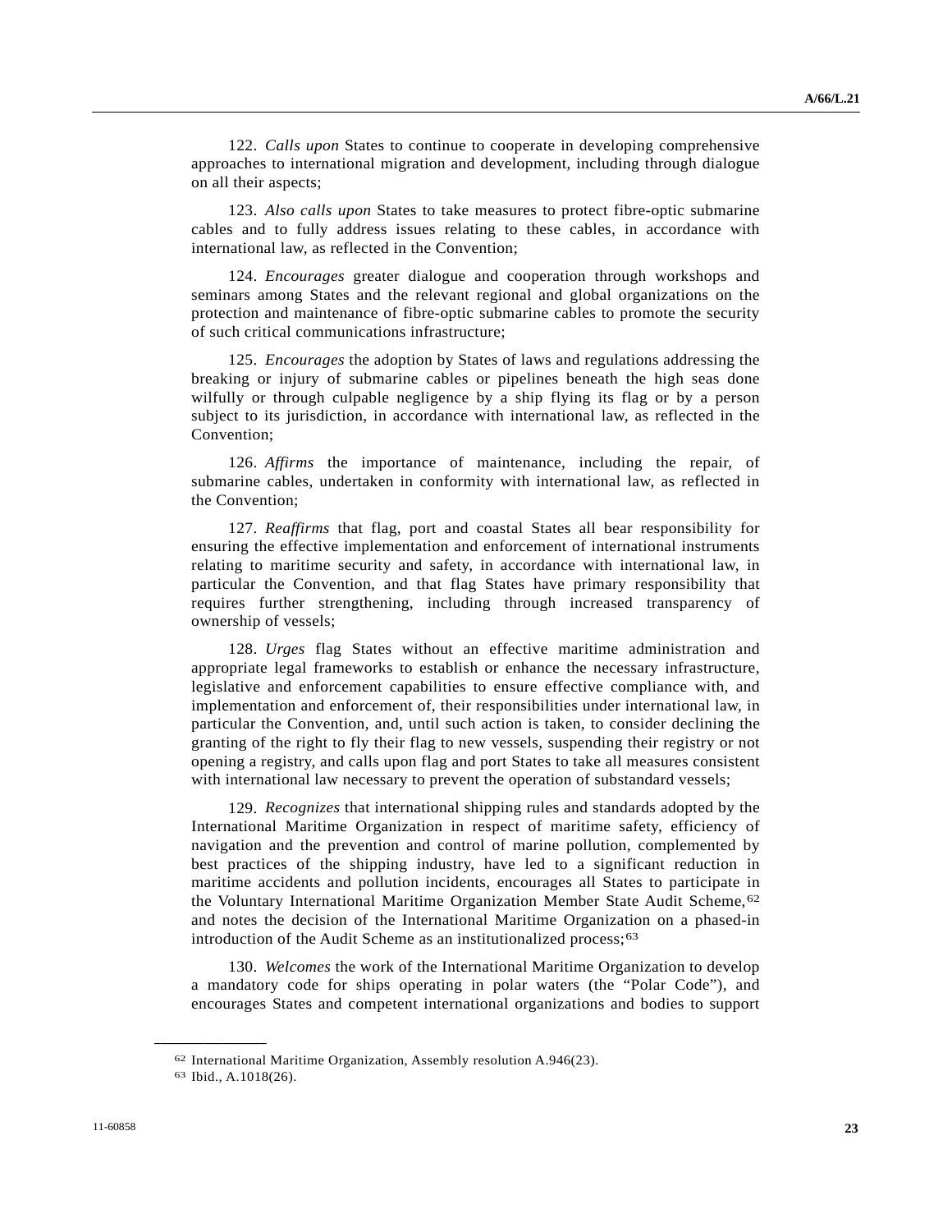122. *Calls upon* States to continue to cooperate in developing comprehensive approaches to international migration and development, including through dialogue on all their aspects;

123. *Also calls upon* States to take measures to protect fibre-optic submarine cables and to fully address issues relating to these cables, in accordance with international law, as reflected in the Convention;

124. *Encourages* greater dialogue and cooperation through workshops and seminars among States and the relevant regional and global organizations on the protection and maintenance of fibre-optic submarine cables to promote the security of such critical communications infrastructure;

125. *Encourages* the adoption by States of laws and regulations addressing the breaking or injury of submarine cables or pipelines beneath the high seas done wilfully or through culpable negligence by a ship flying its flag or by a person subject to its jurisdiction, in accordance with international law, as reflected in the Convention;

126. *Affirms* the importance of maintenance, including the repair, of submarine cables, undertaken in conformity with international law, as reflected in the Convention;

127. *Reaffirms* that flag, port and coastal States all bear responsibility for ensuring the effective implementation and enforcement of international instruments relating to maritime security and safety, in accordance with international law, in particular the Convention, and that flag States have primary responsibility that requires further strengthening, including through increased transparency of ownership of vessels;

128. *Urges* flag States without an effective maritime administration and appropriate legal frameworks to establish or enhance the necessary infrastructure, legislative and enforcement capabilities to ensure effective compliance with, and implementation and enforcement of, their responsibilities under international law, in particular the Convention, and, until such action is taken, to consider declining the granting of the right to fly their flag to new vessels, suspending their registry or not opening a registry, and calls upon flag and port States to take all measures consistent with international law necessary to prevent the operation of substandard vessels;

129. *Recognizes* that international shipping rules and standards adopted by the International Maritime Organization in respect of maritime safety, efficiency of navigation and the prevention and control of marine pollution, complemented by best practices of the shipping industry, have led to a significant reduction in maritime accidents and pollution incidents, encourages all States to participate in the Voluntary International Maritime Organization Member State Audit Scheme,[62] and notes the decision of the International Maritime Organization on a phased-in introduction of the Audit Scheme as an institutionalized process;[63]

130. *Welcomes* the work of the International Maritime Organization to develop a mandatory code for ships operating in polar waters (the "Polar Code"), and encourages States and competent international organizations and bodies to support

---

[62] International Maritime Organization, Assembly resolution A.946(23).

[63] Ibid., A.1018(26).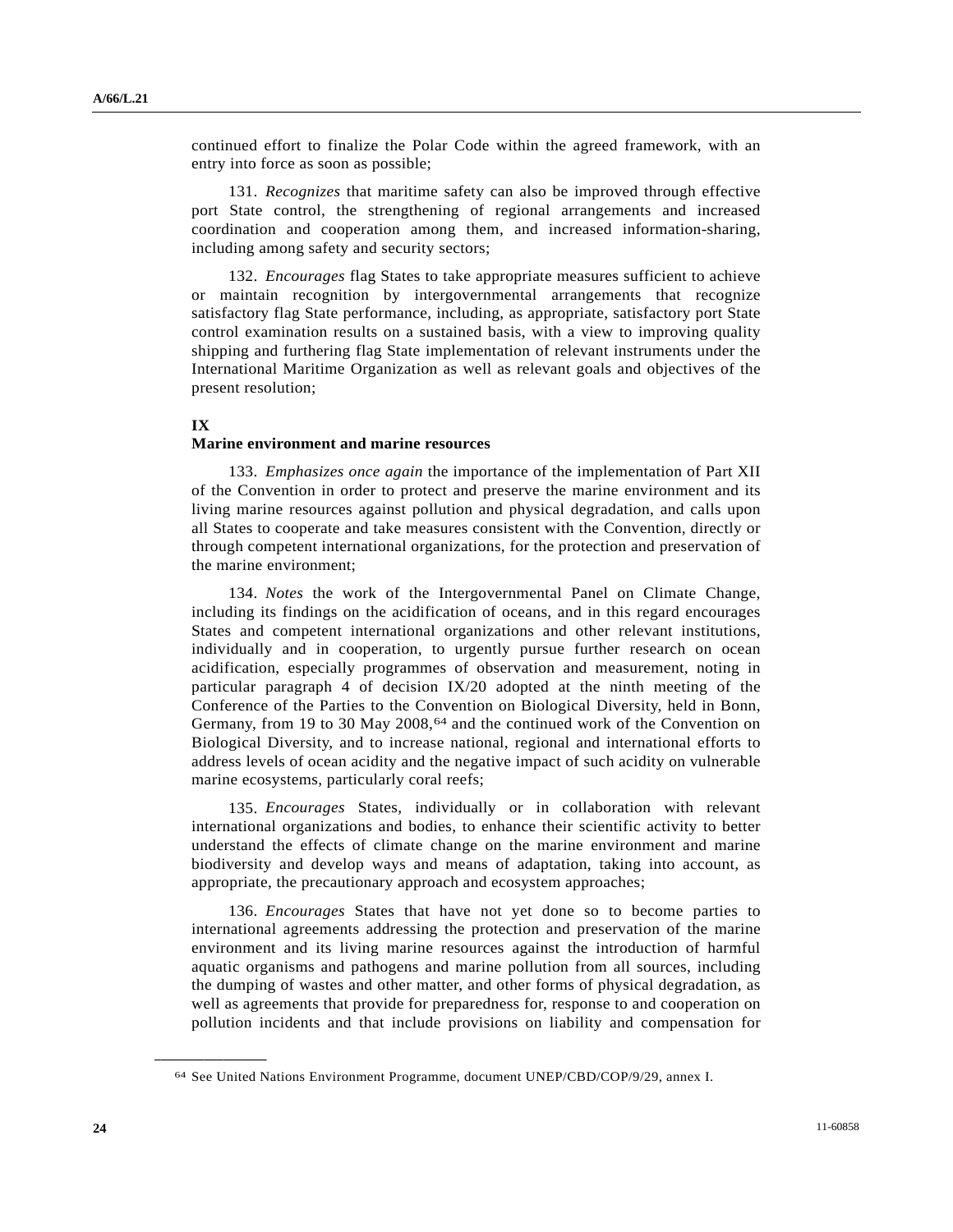continued effort to finalize the Polar Code within the agreed framework, with an entry into force as soon as possible;

131. *Recognizes* that maritime safety can also be improved through effective port State control, the strengthening of regional arrangements and increased coordination and cooperation among them, and increased information-sharing, including among safety and security sectors;

132. *Encourages* flag States to take appropriate measures sufficient to achieve or maintain recognition by intergovernmental arrangements that recognize satisfactory flag State performance, including, as appropriate, satisfactory port State control examination results on a sustained basis, with a view to improving quality shipping and furthering flag State implementation of relevant instruments under the International Maritime Organization as well as relevant goals and objectives of the present resolution;

## IX
## Marine environment and marine resources

133. *Emphasizes once again* the importance of the implementation of Part XII of the Convention in order to protect and preserve the marine environment and its living marine resources against pollution and physical degradation, and calls upon all States to cooperate and take measures consistent with the Convention, directly or through competent international organizations, for the protection and preservation of the marine environment;

134. *Notes* the work of the Intergovernmental Panel on Climate Change, including its findings on the acidification of oceans, and in this regard encourages States and competent international organizations and other relevant institutions, individually and in cooperation, to urgently pursue further research on ocean acidification, especially programmes of observation and measurement, noting in particular paragraph 4 of decision IX/20 adopted at the ninth meeting of the Conference of the Parties to the Convention on Biological Diversity, held in Bonn, Germany, from 19 to 30 May 2008,[64] and the continued work of the Convention on Biological Diversity, and to increase national, regional and international efforts to address levels of ocean acidity and the negative impact of such acidity on vulnerable marine ecosystems, particularly coral reefs;

135. *Encourages* States, individually or in collaboration with relevant international organizations and bodies, to enhance their scientific activity to better understand the effects of climate change on the marine environment and marine biodiversity and develop ways and means of adaptation, taking into account, as appropriate, the precautionary approach and ecosystem approaches;

136. *Encourages* States that have not yet done so to become parties to international agreements addressing the protection and preservation of the marine environment and its living marine resources against the introduction of harmful aquatic organisms and pathogens and marine pollution from all sources, including the dumping of wastes and other matter, and other forms of physical degradation, as well as agreements that provide for preparedness for, response to and cooperation on pollution incidents and that include provisions on liability and compensation for

---

[64] See United Nations Environment Programme, document UNEP/CBD/COP/9/29, annex I.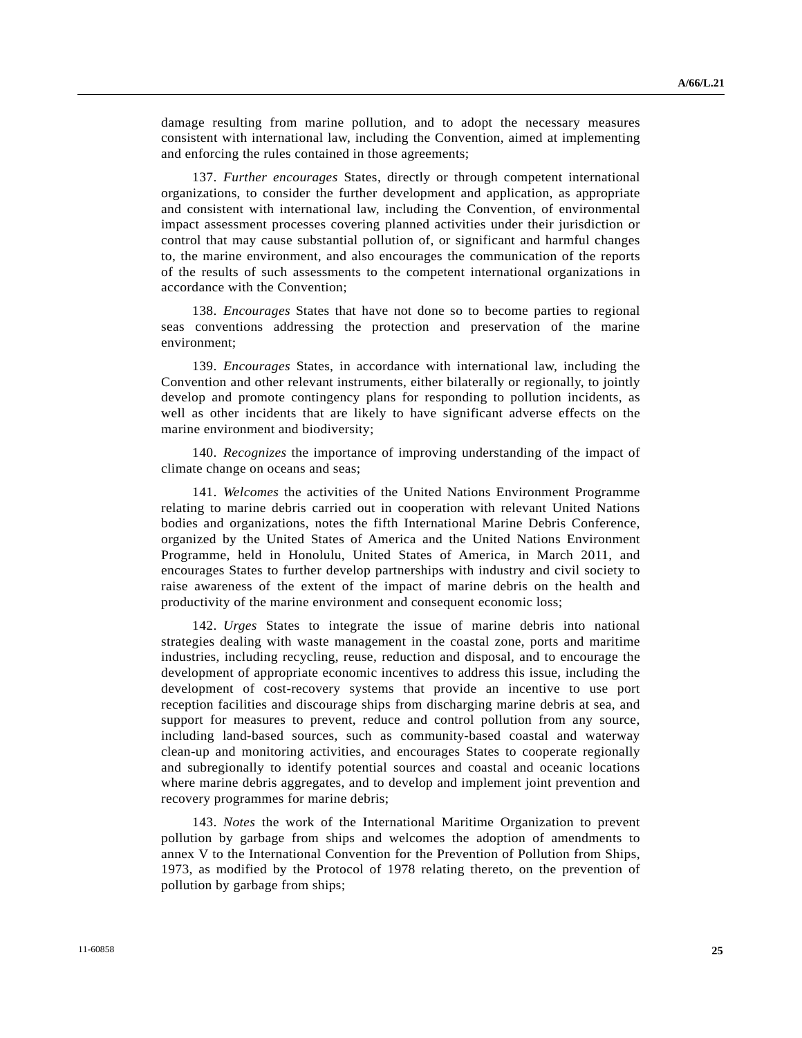damage resulting from marine pollution, and to adopt the necessary measures consistent with international law, including the Convention, aimed at implementing and enforcing the rules contained in those agreements;

137. *Further encourages* States, directly or through competent international organizations, to consider the further development and application, as appropriate and consistent with international law, including the Convention, of environmental impact assessment processes covering planned activities under their jurisdiction or control that may cause substantial pollution of, or significant and harmful changes to, the marine environment, and also encourages the communication of the reports of the results of such assessments to the competent international organizations in accordance with the Convention;

138. *Encourages* States that have not done so to become parties to regional seas conventions addressing the protection and preservation of the marine environment;

139. *Encourages* States, in accordance with international law, including the Convention and other relevant instruments, either bilaterally or regionally, to jointly develop and promote contingency plans for responding to pollution incidents, as well as other incidents that are likely to have significant adverse effects on the marine environment and biodiversity;

140. *Recognizes* the importance of improving understanding of the impact of climate change on oceans and seas;

141. *Welcomes* the activities of the United Nations Environment Programme relating to marine debris carried out in cooperation with relevant United Nations bodies and organizations, notes the fifth International Marine Debris Conference, organized by the United States of America and the United Nations Environment Programme, held in Honolulu, United States of America, in March 2011, and encourages States to further develop partnerships with industry and civil society to raise awareness of the extent of the impact of marine debris on the health and productivity of the marine environment and consequent economic loss;

142. *Urges* States to integrate the issue of marine debris into national strategies dealing with waste management in the coastal zone, ports and maritime industries, including recycling, reuse, reduction and disposal, and to encourage the development of appropriate economic incentives to address this issue, including the development of cost-recovery systems that provide an incentive to use port reception facilities and discourage ships from discharging marine debris at sea, and support for measures to prevent, reduce and control pollution from any source, including land-based sources, such as community-based coastal and waterway clean-up and monitoring activities, and encourages States to cooperate regionally and subregionally to identify potential sources and coastal and oceanic locations where marine debris aggregates, and to develop and implement joint prevention and recovery programmes for marine debris;

143. *Notes* the work of the International Maritime Organization to prevent pollution by garbage from ships and welcomes the adoption of amendments to annex V to the International Convention for the Prevention of Pollution from Ships, 1973, as modified by the Protocol of 1978 relating thereto, on the prevention of pollution by garbage from ships;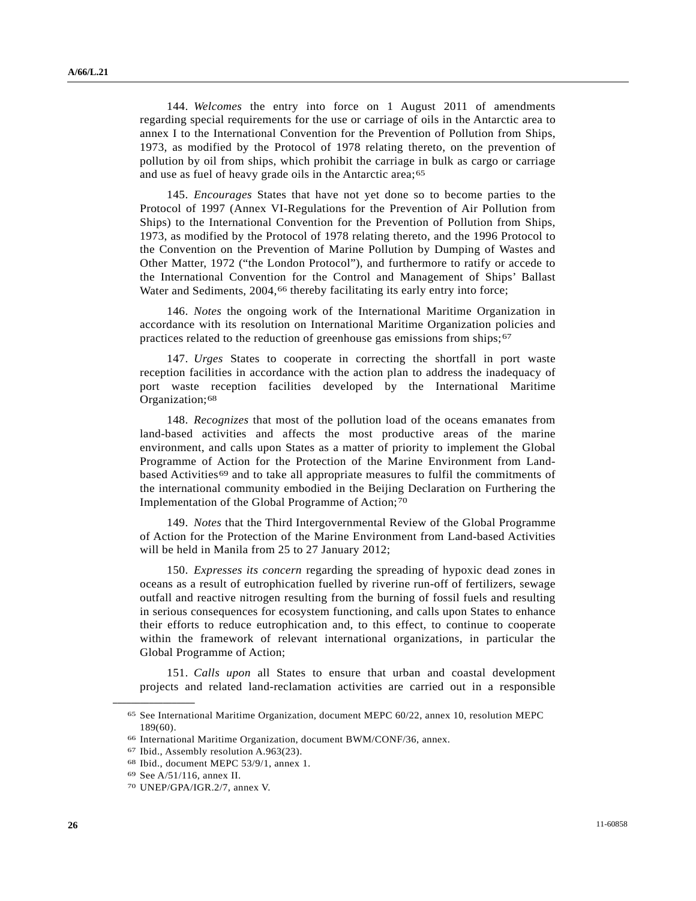144. *Welcomes* the entry into force on 1 August 2011 of amendments regarding special requirements for the use or carriage of oils in the Antarctic area to annex I to the International Convention for the Prevention of Pollution from Ships, 1973, as modified by the Protocol of 1978 relating thereto, on the prevention of pollution by oil from ships, which prohibit the carriage in bulk as cargo or carriage and use as fuel of heavy grade oils in the Antarctic area;[65]

145. *Encourages* States that have not yet done so to become parties to the Protocol of 1997 (Annex VI-Regulations for the Prevention of Air Pollution from Ships) to the International Convention for the Prevention of Pollution from Ships, 1973, as modified by the Protocol of 1978 relating thereto, and the 1996 Protocol to the Convention on the Prevention of Marine Pollution by Dumping of Wastes and Other Matter, 1972 ("the London Protocol"), and furthermore to ratify or accede to the International Convention for the Control and Management of Ships' Ballast Water and Sediments, 2004,[66] thereby facilitating its early entry into force;

146. *Notes* the ongoing work of the International Maritime Organization in accordance with its resolution on International Maritime Organization policies and practices related to the reduction of greenhouse gas emissions from ships;[67]

147. *Urges* States to cooperate in correcting the shortfall in port waste reception facilities in accordance with the action plan to address the inadequacy of port waste reception facilities developed by the International Maritime Organization;[68]

148. *Recognizes* that most of the pollution load of the oceans emanates from land-based activities and affects the most productive areas of the marine environment, and calls upon States as a matter of priority to implement the Global Programme of Action for the Protection of the Marine Environment from Land-based Activities[69] and to take all appropriate measures to fulfil the commitments of the international community embodied in the Beijing Declaration on Furthering the Implementation of the Global Programme of Action;[70]

149. *Notes* that the Third Intergovernmental Review of the Global Programme of Action for the Protection of the Marine Environment from Land-based Activities will be held in Manila from 25 to 27 January 2012;

150. *Expresses its concern* regarding the spreading of hypoxic dead zones in oceans as a result of eutrophication fuelled by riverine run-off of fertilizers, sewage outfall and reactive nitrogen resulting from the burning of fossil fuels and resulting in serious consequences for ecosystem functioning, and calls upon States to enhance their efforts to reduce eutrophication and, to this effect, to continue to cooperate within the framework of relevant international organizations, in particular the Global Programme of Action;

151. *Calls upon* all States to ensure that urban and coastal development projects and related land-reclamation activities are carried out in a responsible

---

[65] See International Maritime Organization, document MEPC 60/22, annex 10, resolution MEPC 189(60).

[66] International Maritime Organization, document BWM/CONF/36, annex.

[67] Ibid., Assembly resolution A.963(23).

[68] Ibid., document MEPC 53/9/1, annex 1.

[69] See A/51/116, annex II.

[70] UNEP/GPA/IGR.2/7, annex V.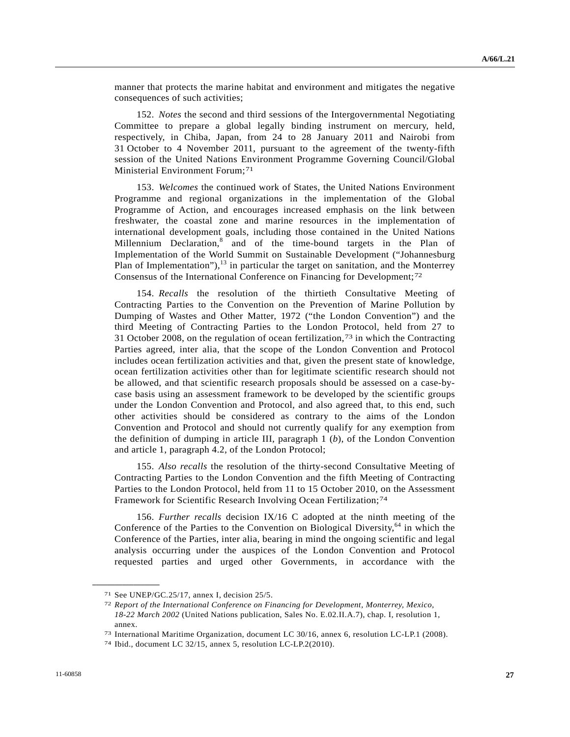manner that protects the marine habitat and environment and mitigates the negative consequences of such activities;

152. *Notes* the second and third sessions of the Intergovernmental Negotiating Committee to prepare a global legally binding instrument on mercury, held, respectively, in Chiba, Japan, from 24 to 28 January 2011 and Nairobi from 31 October to 4 November 2011, pursuant to the agreement of the twenty-fifth session of the United Nations Environment Programme Governing Council/Global Ministerial Environment Forum;[71]

153. *Welcomes* the continued work of States, the United Nations Environment Programme and regional organizations in the implementation of the Global Programme of Action, and encourages increased emphasis on the link between freshwater, the coastal zone and marine resources in the implementation of international development goals, including those contained in the United Nations Millennium Declaration,[8] and of the time-bound targets in the Plan of Implementation of the World Summit on Sustainable Development ("Johannesburg Plan of Implementation"),[13] in particular the target on sanitation, and the Monterrey Consensus of the International Conference on Financing for Development;[72]

154. *Recalls* the resolution of the thirtieth Consultative Meeting of Contracting Parties to the Convention on the Prevention of Marine Pollution by Dumping of Wastes and Other Matter, 1972 ("the London Convention") and the third Meeting of Contracting Parties to the London Protocol, held from 27 to 31 October 2008, on the regulation of ocean fertilization,[73] in which the Contracting Parties agreed, inter alia, that the scope of the London Convention and Protocol includes ocean fertilization activities and that, given the present state of knowledge, ocean fertilization activities other than for legitimate scientific research should not be allowed, and that scientific research proposals should be assessed on a case-by-case basis using an assessment framework to be developed by the scientific groups under the London Convention and Protocol, and also agreed that, to this end, such other activities should be considered as contrary to the aims of the London Convention and Protocol and should not currently qualify for any exemption from the definition of dumping in article III, paragraph 1 (*b*), of the London Convention and article 1, paragraph 4.2, of the London Protocol;

155. *Also recalls* the resolution of the thirty-second Consultative Meeting of Contracting Parties to the London Convention and the fifth Meeting of Contracting Parties to the London Protocol, held from 11 to 15 October 2010, on the Assessment Framework for Scientific Research Involving Ocean Fertilization;[74]

156. *Further recalls* decision IX/16 C adopted at the ninth meeting of the Conference of the Parties to the Convention on Biological Diversity,[64] in which the Conference of the Parties, inter alia, bearing in mind the ongoing scientific and legal analysis occurring under the auspices of the London Convention and Protocol requested parties and urged other Governments, in accordance with the

---

[71] See UNEP/GC.25/17, annex I, decision 25/5.

[72] *Report of the International Conference on Financing for Development, Monterrey, Mexico, 18-22 March 2002* (United Nations publication, Sales No. E.02.II.A.7), chap. I, resolution 1, annex.

[73] International Maritime Organization, document LC 30/16, annex 6, resolution LC-LP.1 (2008).

[74] Ibid., document LC 32/15, annex 5, resolution LC-LP.2(2010).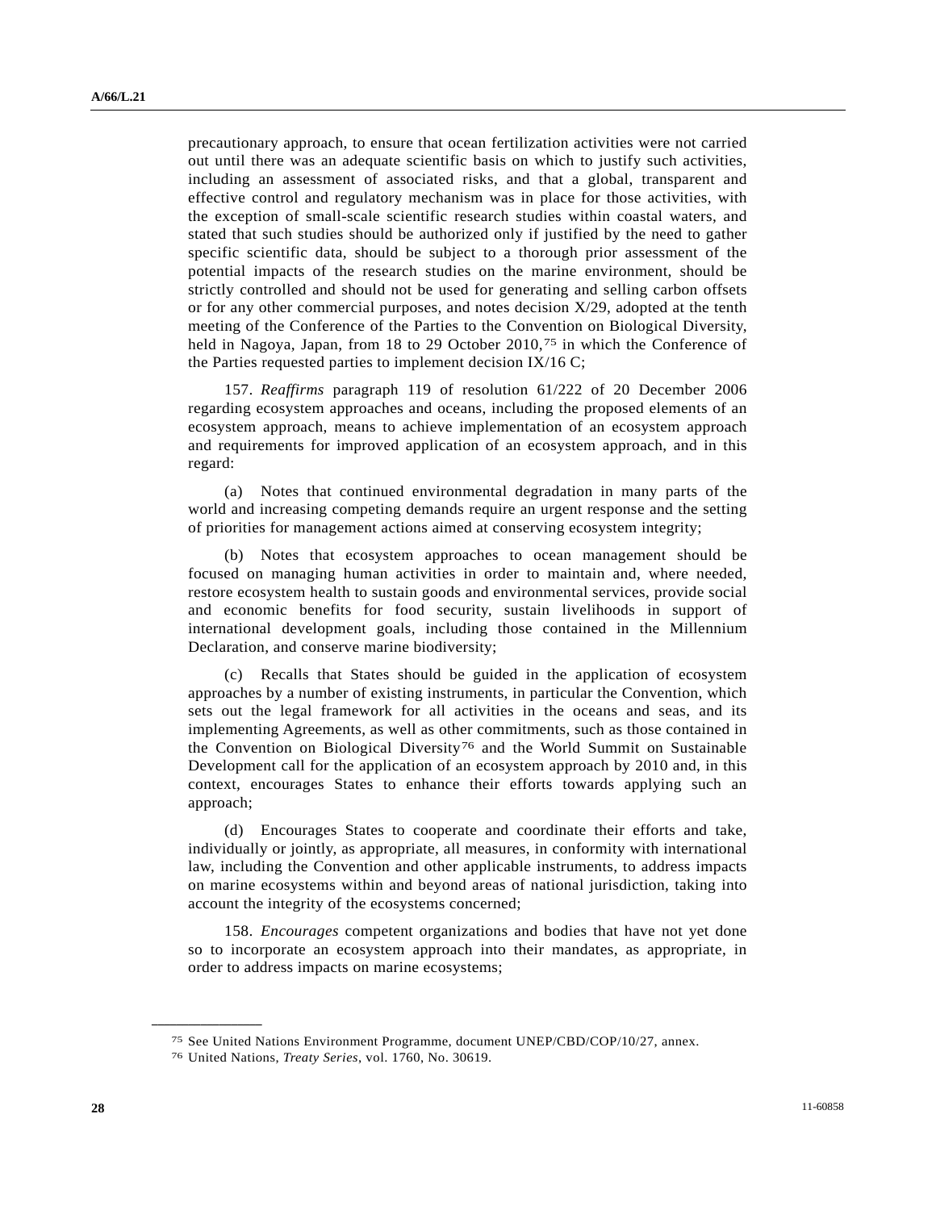precautionary approach, to ensure that ocean fertilization activities were not carried out until there was an adequate scientific basis on which to justify such activities, including an assessment of associated risks, and that a global, transparent and effective control and regulatory mechanism was in place for those activities, with the exception of small-scale scientific research studies within coastal waters, and stated that such studies should be authorized only if justified by the need to gather specific scientific data, should be subject to a thorough prior assessment of the potential impacts of the research studies on the marine environment, should be strictly controlled and should not be used for generating and selling carbon offsets or for any other commercial purposes, and notes decision X/29, adopted at the tenth meeting of the Conference of the Parties to the Convention on Biological Diversity, held in Nagoya, Japan, from 18 to 29 October 2010,[75] in which the Conference of the Parties requested parties to implement decision IX/16 C;

157. *Reaffirms* paragraph 119 of resolution 61/222 of 20 December 2006 regarding ecosystem approaches and oceans, including the proposed elements of an ecosystem approach, means to achieve implementation of an ecosystem approach and requirements for improved application of an ecosystem approach, and in this regard:

(a) Notes that continued environmental degradation in many parts of the world and increasing competing demands require an urgent response and the setting of priorities for management actions aimed at conserving ecosystem integrity;

(b) Notes that ecosystem approaches to ocean management should be focused on managing human activities in order to maintain and, where needed, restore ecosystem health to sustain goods and environmental services, provide social and economic benefits for food security, sustain livelihoods in support of international development goals, including those contained in the Millennium Declaration, and conserve marine biodiversity;

(c) Recalls that States should be guided in the application of ecosystem approaches by a number of existing instruments, in particular the Convention, which sets out the legal framework for all activities in the oceans and seas, and its implementing Agreements, as well as other commitments, such as those contained in the Convention on Biological Diversity[76] and the World Summit on Sustainable Development call for the application of an ecosystem approach by 2010 and, in this context, encourages States to enhance their efforts towards applying such an approach;

(d) Encourages States to cooperate and coordinate their efforts and take, individually or jointly, as appropriate, all measures, in conformity with international law, including the Convention and other applicable instruments, to address impacts on marine ecosystems within and beyond areas of national jurisdiction, taking into account the integrity of the ecosystems concerned;

158. *Encourages* competent organizations and bodies that have not yet done so to incorporate an ecosystem approach into their mandates, as appropriate, in order to address impacts on marine ecosystems;

---

[75] See United Nations Environment Programme, document UNEP/CBD/COP/10/27, annex.

[76] United Nations, *Treaty Series*, vol. 1760, No. 30619.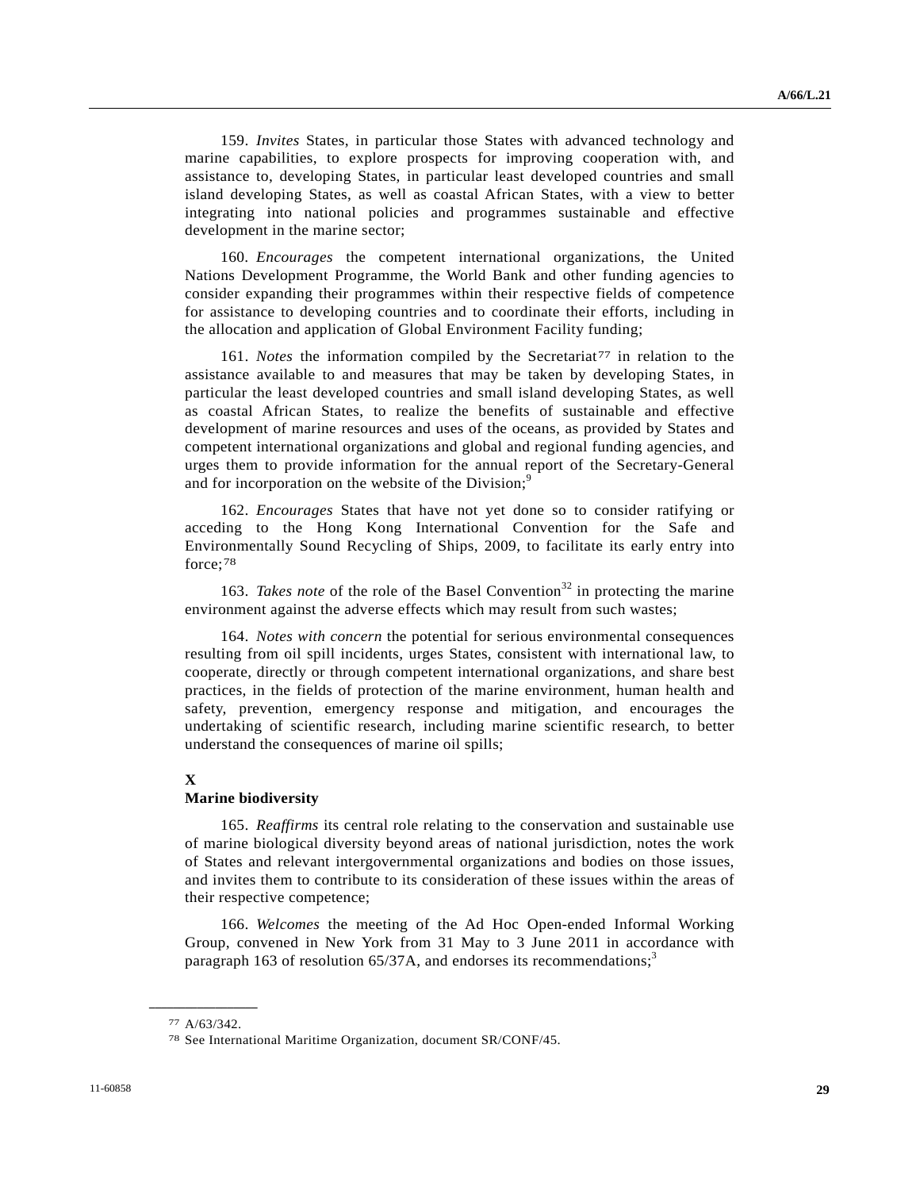159. *Invites* States, in particular those States with advanced technology and marine capabilities, to explore prospects for improving cooperation with, and assistance to, developing States, in particular least developed countries and small island developing States, as well as coastal African States, with a view to better integrating into national policies and programmes sustainable and effective development in the marine sector;

160. *Encourages* the competent international organizations, the United Nations Development Programme, the World Bank and other funding agencies to consider expanding their programmes within their respective fields of competence for assistance to developing countries and to coordinate their efforts, including in the allocation and application of Global Environment Facility funding;

161. *Notes* the information compiled by the Secretariat[77] in relation to the assistance available to and measures that may be taken by developing States, in particular the least developed countries and small island developing States, as well as coastal African States, to realize the benefits of sustainable and effective development of marine resources and uses of the oceans, as provided by States and competent international organizations and global and regional funding agencies, and urges them to provide information for the annual report of the Secretary-General and for incorporation on the website of the Division;[9]

162. *Encourages* States that have not yet done so to consider ratifying or acceding to the Hong Kong International Convention for the Safe and Environmentally Sound Recycling of Ships, 2009, to facilitate its early entry into force;[78]

163. *Takes note* of the role of the Basel Convention[32] in protecting the marine environment against the adverse effects which may result from such wastes;

164. *Notes with concern* the potential for serious environmental consequences resulting from oil spill incidents, urges States, consistent with international law, to cooperate, directly or through competent international organizations, and share best practices, in the fields of protection of the marine environment, human health and safety, prevention, emergency response and mitigation, and encourages the undertaking of scientific research, including marine scientific research, to better understand the consequences of marine oil spills;

## X
## Marine biodiversity

165. *Reaffirms* its central role relating to the conservation and sustainable use of marine biological diversity beyond areas of national jurisdiction, notes the work of States and relevant intergovernmental organizations and bodies on those issues, and invites them to contribute to its consideration of these issues within the areas of their respective competence;

166. *Welcomes* the meeting of the Ad Hoc Open-ended Informal Working Group, convened in New York from 31 May to 3 June 2011 in accordance with paragraph 163 of resolution 65/37A, and endorses its recommendations;[3]

---

[77] A/63/342.

[78] See International Maritime Organization, document SR/CONF/45.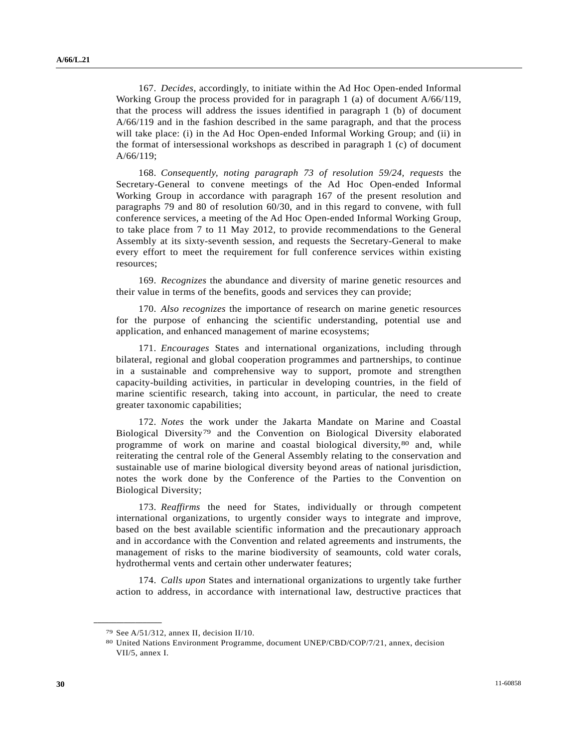167. *Decides*, accordingly, to initiate within the Ad Hoc Open-ended Informal Working Group the process provided for in paragraph 1 (a) of document A/66/119, that the process will address the issues identified in paragraph 1 (b) of document A/66/119 and in the fashion described in the same paragraph, and that the process will take place: (i) in the Ad Hoc Open-ended Informal Working Group; and (ii) in the format of intersessional workshops as described in paragraph 1 (c) of document A/66/119;

168. *Consequently, noting paragraph 73 of resolution 59/24, requests* the Secretary-General to convene meetings of the Ad Hoc Open-ended Informal Working Group in accordance with paragraph 167 of the present resolution and paragraphs 79 and 80 of resolution 60/30, and in this regard to convene, with full conference services, a meeting of the Ad Hoc Open-ended Informal Working Group, to take place from 7 to 11 May 2012, to provide recommendations to the General Assembly at its sixty-seventh session, and requests the Secretary-General to make every effort to meet the requirement for full conference services within existing resources;

169. *Recognizes* the abundance and diversity of marine genetic resources and their value in terms of the benefits, goods and services they can provide;

170. *Also recognizes* the importance of research on marine genetic resources for the purpose of enhancing the scientific understanding, potential use and application, and enhanced management of marine ecosystems;

171. *Encourages* States and international organizations, including through bilateral, regional and global cooperation programmes and partnerships, to continue in a sustainable and comprehensive way to support, promote and strengthen capacity-building activities, in particular in developing countries, in the field of marine scientific research, taking into account, in particular, the need to create greater taxonomic capabilities;

172. *Notes* the work under the Jakarta Mandate on Marine and Coastal Biological Diversity[79] and the Convention on Biological Diversity elaborated programme of work on marine and coastal biological diversity,[80] and, while reiterating the central role of the General Assembly relating to the conservation and sustainable use of marine biological diversity beyond areas of national jurisdiction, notes the work done by the Conference of the Parties to the Convention on Biological Diversity;

173. *Reaffirms* the need for States, individually or through competent international organizations, to urgently consider ways to integrate and improve, based on the best available scientific information and the precautionary approach and in accordance with the Convention and related agreements and instruments, the management of risks to the marine biodiversity of seamounts, cold water corals, hydrothermal vents and certain other underwater features;

174. *Calls upon* States and international organizations to urgently take further action to address, in accordance with international law, destructive practices that

---

[79] See A/51/312, annex II, decision II/10.

[80] United Nations Environment Programme, document UNEP/CBD/COP/7/21, annex, decision VII/5, annex I.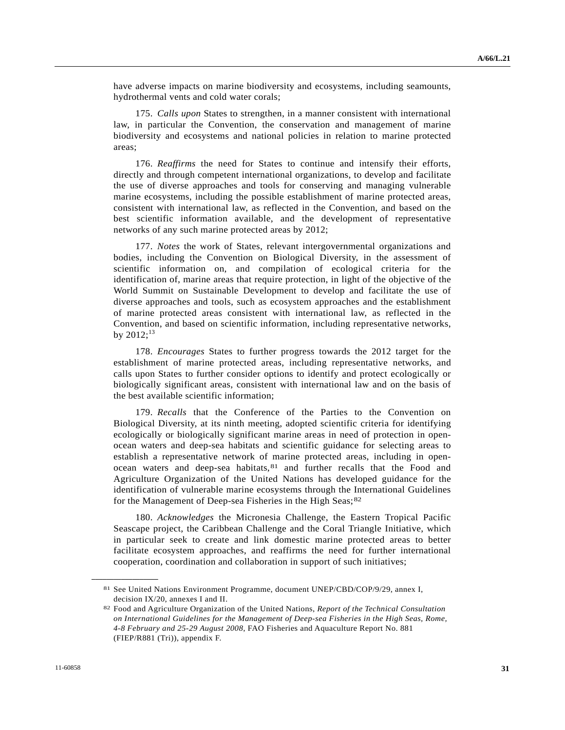have adverse impacts on marine biodiversity and ecosystems, including seamounts, hydrothermal vents and cold water corals;

175. *Calls upon* States to strengthen, in a manner consistent with international law, in particular the Convention, the conservation and management of marine biodiversity and ecosystems and national policies in relation to marine protected areas;

176. *Reaffirms* the need for States to continue and intensify their efforts, directly and through competent international organizations, to develop and facilitate the use of diverse approaches and tools for conserving and managing vulnerable marine ecosystems, including the possible establishment of marine protected areas, consistent with international law, as reflected in the Convention, and based on the best scientific information available, and the development of representative networks of any such marine protected areas by 2012;

177. *Notes* the work of States, relevant intergovernmental organizations and bodies, including the Convention on Biological Diversity, in the assessment of scientific information on, and compilation of ecological criteria for the identification of, marine areas that require protection, in light of the objective of the World Summit on Sustainable Development to develop and facilitate the use of diverse approaches and tools, such as ecosystem approaches and the establishment of marine protected areas consistent with international law, as reflected in the Convention, and based on scientific information, including representative networks, by 2012;[13]

178. *Encourages* States to further progress towards the 2012 target for the establishment of marine protected areas, including representative networks, and calls upon States to further consider options to identify and protect ecologically or biologically significant areas, consistent with international law and on the basis of the best available scientific information;

179. *Recalls* that the Conference of the Parties to the Convention on Biological Diversity, at its ninth meeting, adopted scientific criteria for identifying ecologically or biologically significant marine areas in need of protection in open-ocean waters and deep-sea habitats and scientific guidance for selecting areas to establish a representative network of marine protected areas, including in open-ocean waters and deep-sea habitats,[81] and further recalls that the Food and Agriculture Organization of the United Nations has developed guidance for the identification of vulnerable marine ecosystems through the International Guidelines for the Management of Deep-sea Fisheries in the High Seas;[82]

180. *Acknowledges* the Micronesia Challenge, the Eastern Tropical Pacific Seascape project, the Caribbean Challenge and the Coral Triangle Initiative, which in particular seek to create and link domestic marine protected areas to better facilitate ecosystem approaches, and reaffirms the need for further international cooperation, coordination and collaboration in support of such initiatives;

---

[81] See United Nations Environment Programme, document UNEP/CBD/COP/9/29, annex I, decision IX/20, annexes I and II.

[82] Food and Agriculture Organization of the United Nations, *Report of the Technical Consultation on International Guidelines for the Management of Deep-sea Fisheries in the High Seas, Rome, 4-8 February and 25-29 August 2008*, FAO Fisheries and Aquaculture Report No. 881 (FIEP/R881 (Tri)), appendix F.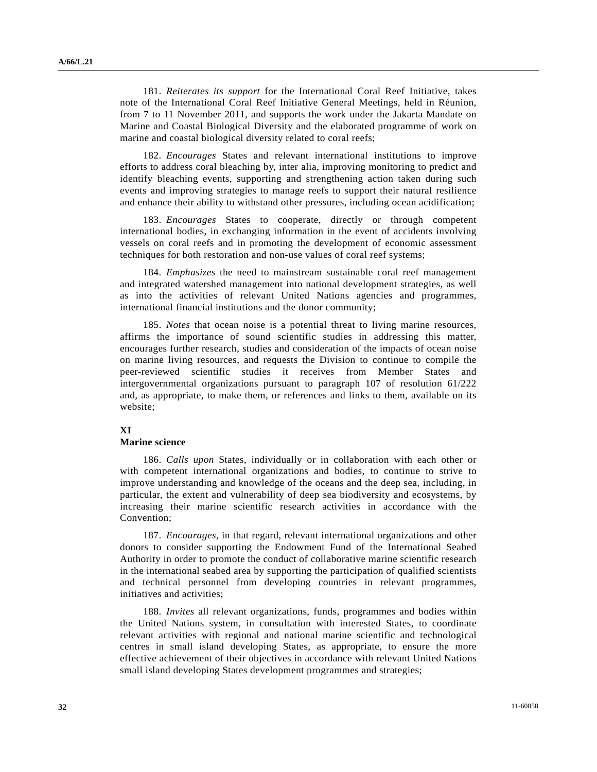181. *Reiterates its support* for the International Coral Reef Initiative, takes note of the International Coral Reef Initiative General Meetings, held in Réunion, from 7 to 11 November 2011, and supports the work under the Jakarta Mandate on Marine and Coastal Biological Diversity and the elaborated programme of work on marine and coastal biological diversity related to coral reefs;

182. *Encourages* States and relevant international institutions to improve efforts to address coral bleaching by, inter alia, improving monitoring to predict and identify bleaching events, supporting and strengthening action taken during such events and improving strategies to manage reefs to support their natural resilience and enhance their ability to withstand other pressures, including ocean acidification;

183. *Encourages* States to cooperate, directly or through competent international bodies, in exchanging information in the event of accidents involving vessels on coral reefs and in promoting the development of economic assessment techniques for both restoration and non-use values of coral reef systems;

184. *Emphasizes* the need to mainstream sustainable coral reef management and integrated watershed management into national development strategies, as well as into the activities of relevant United Nations agencies and programmes, international financial institutions and the donor community;

185. *Notes* that ocean noise is a potential threat to living marine resources, affirms the importance of sound scientific studies in addressing this matter, encourages further research, studies and consideration of the impacts of ocean noise on marine living resources, and requests the Division to continue to compile the peer-reviewed scientific studies it receives from Member States and intergovernmental organizations pursuant to paragraph 107 of resolution 61/222 and, as appropriate, to make them, or references and links to them, available on its website;

## XI
## Marine science

186. *Calls upon* States, individually or in collaboration with each other or with competent international organizations and bodies, to continue to strive to improve understanding and knowledge of the oceans and the deep sea, including, in particular, the extent and vulnerability of deep sea biodiversity and ecosystems, by increasing their marine scientific research activities in accordance with the Convention;

187. *Encourages*, in that regard, relevant international organizations and other donors to consider supporting the Endowment Fund of the International Seabed Authority in order to promote the conduct of collaborative marine scientific research in the international seabed area by supporting the participation of qualified scientists and technical personnel from developing countries in relevant programmes, initiatives and activities;

188. *Invites* all relevant organizations, funds, programmes and bodies within the United Nations system, in consultation with interested States, to coordinate relevant activities with regional and national marine scientific and technological centres in small island developing States, as appropriate, to ensure the more effective achievement of their objectives in accordance with relevant United Nations small island developing States development programmes and strategies;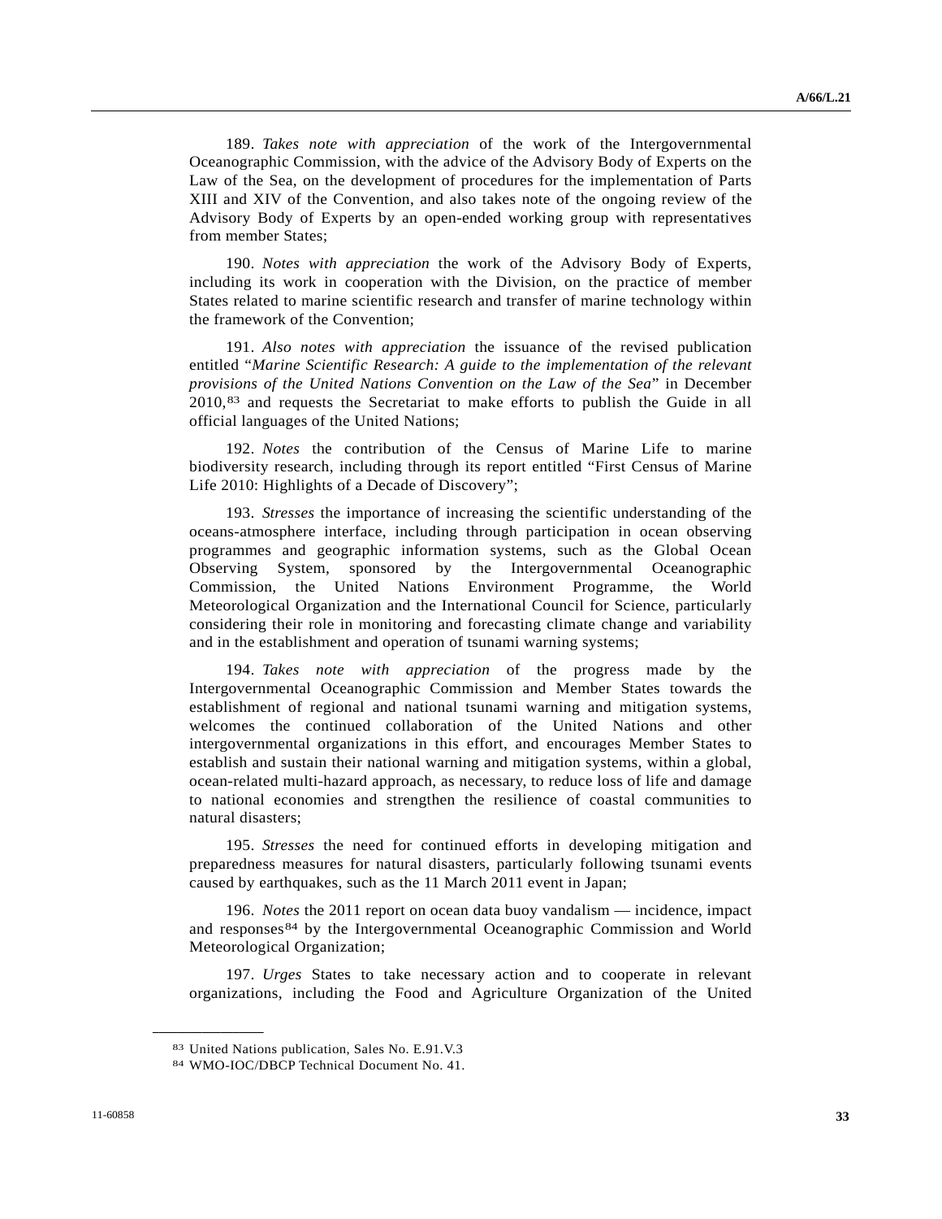189. *Takes note with appreciation* of the work of the Intergovernmental Oceanographic Commission, with the advice of the Advisory Body of Experts on the Law of the Sea, on the development of procedures for the implementation of Parts XIII and XIV of the Convention, and also takes note of the ongoing review of the Advisory Body of Experts by an open-ended working group with representatives from member States;

190. *Notes with appreciation* the work of the Advisory Body of Experts, including its work in cooperation with the Division, on the practice of member States related to marine scientific research and transfer of marine technology within the framework of the Convention;

191. *Also notes with appreciation* the issuance of the revised publication entitled "*Marine Scientific Research: A guide to the implementation of the relevant provisions of the United Nations Convention on the Law of the Sea*" in December 2010,[83] and requests the Secretariat to make efforts to publish the Guide in all official languages of the United Nations;

192. *Notes* the contribution of the Census of Marine Life to marine biodiversity research, including through its report entitled "First Census of Marine Life 2010: Highlights of a Decade of Discovery";

193. *Stresses* the importance of increasing the scientific understanding of the oceans-atmosphere interface, including through participation in ocean observing programmes and geographic information systems, such as the Global Ocean Observing System, sponsored by the Intergovernmental Oceanographic Commission, the United Nations Environment Programme, the World Meteorological Organization and the International Council for Science, particularly considering their role in monitoring and forecasting climate change and variability and in the establishment and operation of tsunami warning systems;

194. *Takes note with appreciation* of the progress made by the Intergovernmental Oceanographic Commission and Member States towards the establishment of regional and national tsunami warning and mitigation systems, welcomes the continued collaboration of the United Nations and other intergovernmental organizations in this effort, and encourages Member States to establish and sustain their national warning and mitigation systems, within a global, ocean-related multi-hazard approach, as necessary, to reduce loss of life and damage to national economies and strengthen the resilience of coastal communities to natural disasters;

195. *Stresses* the need for continued efforts in developing mitigation and preparedness measures for natural disasters, particularly following tsunami events caused by earthquakes, such as the 11 March 2011 event in Japan;

196. *Notes* the 2011 report on ocean data buoy vandalism — incidence, impact and responses[84] by the Intergovernmental Oceanographic Commission and World Meteorological Organization;

197. *Urges* States to take necessary action and to cooperate in relevant organizations, including the Food and Agriculture Organization of the United

---

[83] United Nations publication, Sales No. E.91.V.3

[84] WMO-IOC/DBCP Technical Document No. 41.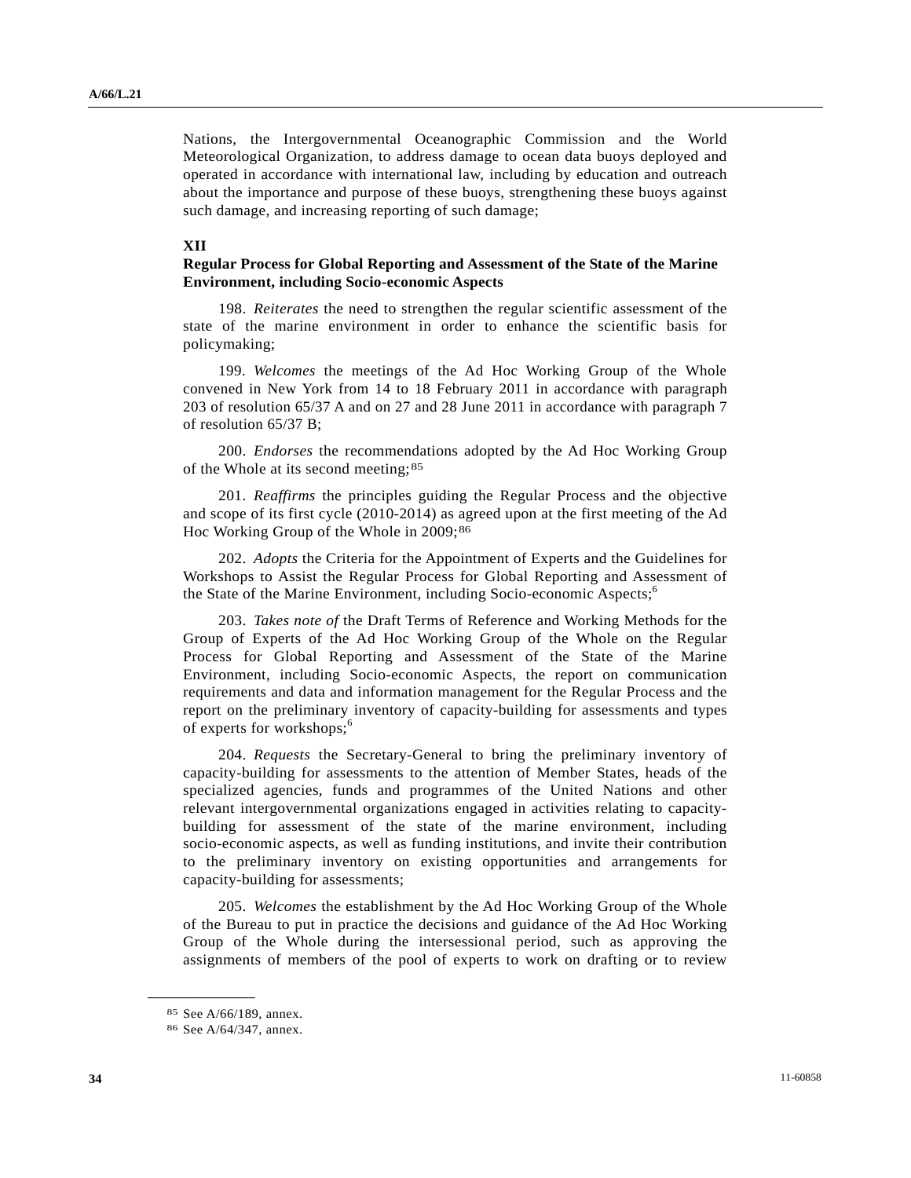Nations, the Intergovernmental Oceanographic Commission and the World Meteorological Organization, to address damage to ocean data buoys deployed and operated in accordance with international law, including by education and outreach about the importance and purpose of these buoys, strengthening these buoys against such damage, and increasing reporting of such damage;

## XII
## Regular Process for Global Reporting and Assessment of the State of the Marine Environment, including Socio-economic Aspects

198. *Reiterates* the need to strengthen the regular scientific assessment of the state of the marine environment in order to enhance the scientific basis for policymaking;

199. *Welcomes* the meetings of the Ad Hoc Working Group of the Whole convened in New York from 14 to 18 February 2011 in accordance with paragraph 203 of resolution 65/37 A and on 27 and 28 June 2011 in accordance with paragraph 7 of resolution 65/37 B;

200. *Endorses* the recommendations adopted by the Ad Hoc Working Group of the Whole at its second meeting;[85]

201. *Reaffirms* the principles guiding the Regular Process and the objective and scope of its first cycle (2010-2014) as agreed upon at the first meeting of the Ad Hoc Working Group of the Whole in 2009;[86]

202. *Adopts* the Criteria for the Appointment of Experts and the Guidelines for Workshops to Assist the Regular Process for Global Reporting and Assessment of the State of the Marine Environment, including Socio-economic Aspects;[6]

203. *Takes note of* the Draft Terms of Reference and Working Methods for the Group of Experts of the Ad Hoc Working Group of the Whole on the Regular Process for Global Reporting and Assessment of the State of the Marine Environment, including Socio-economic Aspects, the report on communication requirements and data and information management for the Regular Process and the report on the preliminary inventory of capacity-building for assessments and types of experts for workshops;[6]

204. *Requests* the Secretary-General to bring the preliminary inventory of capacity-building for assessments to the attention of Member States, heads of the specialized agencies, funds and programmes of the United Nations and other relevant intergovernmental organizations engaged in activities relating to capacity-building for assessment of the state of the marine environment, including socio-economic aspects, as well as funding institutions, and invite their contribution to the preliminary inventory on existing opportunities and arrangements for capacity-building for assessments;

205. *Welcomes* the establishment by the Ad Hoc Working Group of the Whole of the Bureau to put in practice the decisions and guidance of the Ad Hoc Working Group of the Whole during the intersessional period, such as approving the assignments of members of the pool of experts to work on drafting or to review

---

[85] See A/66/189, annex.

[86] See A/64/347, annex.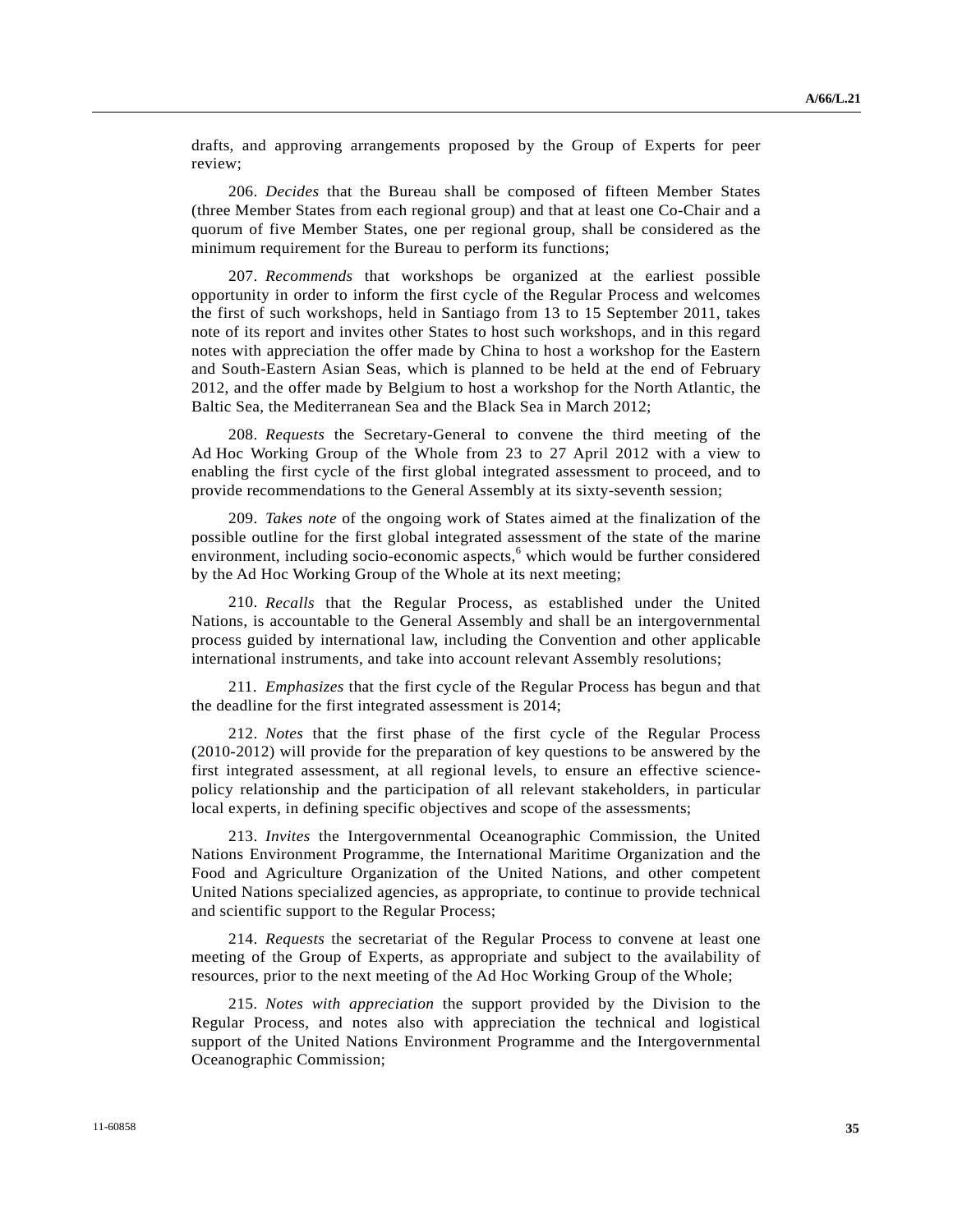drafts, and approving arrangements proposed by the Group of Experts for peer review;

206. *Decides* that the Bureau shall be composed of fifteen Member States (three Member States from each regional group) and that at least one Co-Chair and a quorum of five Member States, one per regional group, shall be considered as the minimum requirement for the Bureau to perform its functions;

207. *Recommends* that workshops be organized at the earliest possible opportunity in order to inform the first cycle of the Regular Process and welcomes the first of such workshops, held in Santiago from 13 to 15 September 2011, takes note of its report and invites other States to host such workshops, and in this regard notes with appreciation the offer made by China to host a workshop for the Eastern and South-Eastern Asian Seas, which is planned to be held at the end of February 2012, and the offer made by Belgium to host a workshop for the North Atlantic, the Baltic Sea, the Mediterranean Sea and the Black Sea in March 2012;

208. *Requests* the Secretary-General to convene the third meeting of the Ad Hoc Working Group of the Whole from 23 to 27 April 2012 with a view to enabling the first cycle of the first global integrated assessment to proceed, and to provide recommendations to the General Assembly at its sixty-seventh session;

209. *Takes note* of the ongoing work of States aimed at the finalization of the possible outline for the first global integrated assessment of the state of the marine environment, including socio-economic aspects,[6] which would be further considered by the Ad Hoc Working Group of the Whole at its next meeting;

210. *Recalls* that the Regular Process, as established under the United Nations, is accountable to the General Assembly and shall be an intergovernmental process guided by international law, including the Convention and other applicable international instruments, and take into account relevant Assembly resolutions;

211. *Emphasizes* that the first cycle of the Regular Process has begun and that the deadline for the first integrated assessment is 2014;

212. *Notes* that the first phase of the first cycle of the Regular Process (2010-2012) will provide for the preparation of key questions to be answered by the first integrated assessment, at all regional levels, to ensure an effective science-policy relationship and the participation of all relevant stakeholders, in particular local experts, in defining specific objectives and scope of the assessments;

213. *Invites* the Intergovernmental Oceanographic Commission, the United Nations Environment Programme, the International Maritime Organization and the Food and Agriculture Organization of the United Nations, and other competent United Nations specialized agencies, as appropriate, to continue to provide technical and scientific support to the Regular Process;

214. *Requests* the secretariat of the Regular Process to convene at least one meeting of the Group of Experts, as appropriate and subject to the availability of resources, prior to the next meeting of the Ad Hoc Working Group of the Whole;

215. *Notes with appreciation* the support provided by the Division to the Regular Process, and notes also with appreciation the technical and logistical support of the United Nations Environment Programme and the Intergovernmental Oceanographic Commission;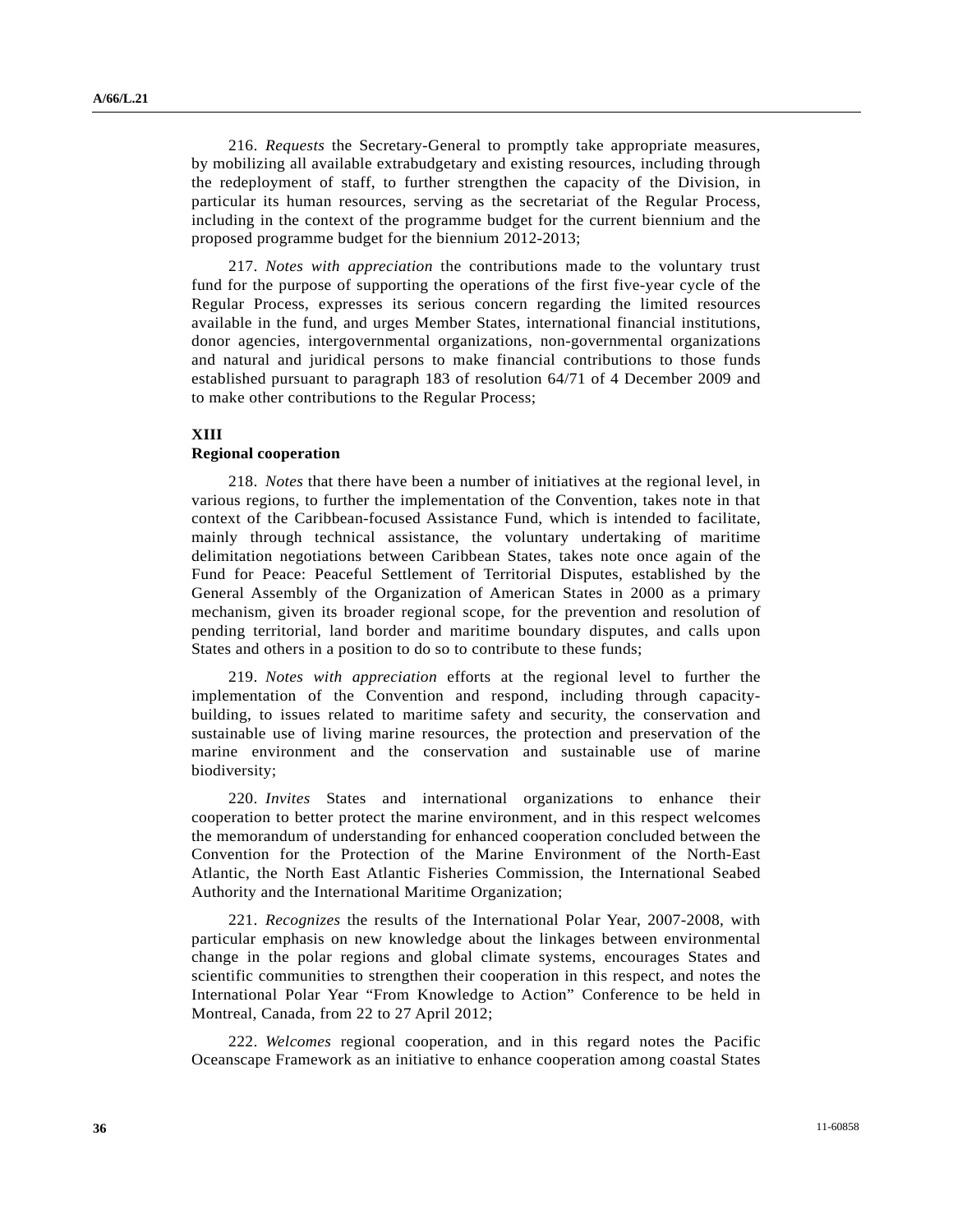216. *Requests* the Secretary-General to promptly take appropriate measures, by mobilizing all available extrabudgetary and existing resources, including through the redeployment of staff, to further strengthen the capacity of the Division, in particular its human resources, serving as the secretariat of the Regular Process, including in the context of the programme budget for the current biennium and the proposed programme budget for the biennium 2012-2013;

217. *Notes with appreciation* the contributions made to the voluntary trust fund for the purpose of supporting the operations of the first five-year cycle of the Regular Process, expresses its serious concern regarding the limited resources available in the fund, and urges Member States, international financial institutions, donor agencies, intergovernmental organizations, non-governmental organizations and natural and juridical persons to make financial contributions to those funds established pursuant to paragraph 183 of resolution 64/71 of 4 December 2009 and to make other contributions to the Regular Process;

## XIII
## Regional cooperation

218. *Notes* that there have been a number of initiatives at the regional level, in various regions, to further the implementation of the Convention, takes note in that context of the Caribbean-focused Assistance Fund, which is intended to facilitate, mainly through technical assistance, the voluntary undertaking of maritime delimitation negotiations between Caribbean States, takes note once again of the Fund for Peace: Peaceful Settlement of Territorial Disputes, established by the General Assembly of the Organization of American States in 2000 as a primary mechanism, given its broader regional scope, for the prevention and resolution of pending territorial, land border and maritime boundary disputes, and calls upon States and others in a position to do so to contribute to these funds;

219. *Notes with appreciation* efforts at the regional level to further the implementation of the Convention and respond, including through capacity-building, to issues related to maritime safety and security, the conservation and sustainable use of living marine resources, the protection and preservation of the marine environment and the conservation and sustainable use of marine biodiversity;

220. *Invites* States and international organizations to enhance their cooperation to better protect the marine environment, and in this respect welcomes the memorandum of understanding for enhanced cooperation concluded between the Convention for the Protection of the Marine Environment of the North-East Atlantic, the North East Atlantic Fisheries Commission, the International Seabed Authority and the International Maritime Organization;

221. *Recognizes* the results of the International Polar Year, 2007-2008, with particular emphasis on new knowledge about the linkages between environmental change in the polar regions and global climate systems, encourages States and scientific communities to strengthen their cooperation in this respect, and notes the International Polar Year "From Knowledge to Action" Conference to be held in Montreal, Canada, from 22 to 27 April 2012;

222. *Welcomes* regional cooperation, and in this regard notes the Pacific Oceanscape Framework as an initiative to enhance cooperation among coastal States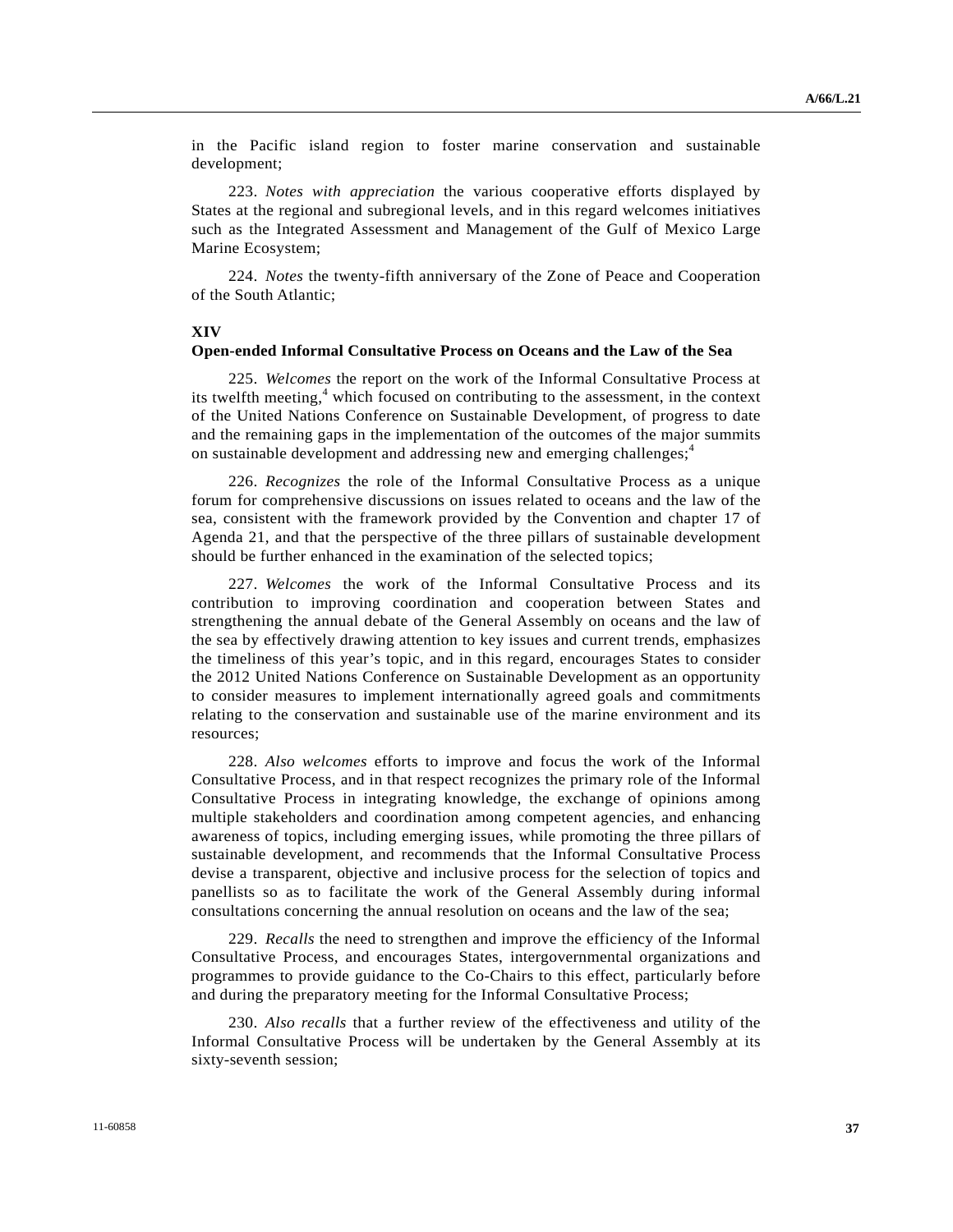in the Pacific island region to foster marine conservation and sustainable development;

223. *Notes with appreciation* the various cooperative efforts displayed by States at the regional and subregional levels, and in this regard welcomes initiatives such as the Integrated Assessment and Management of the Gulf of Mexico Large Marine Ecosystem;

224. *Notes* the twenty-fifth anniversary of the Zone of Peace and Cooperation of the South Atlantic;

## XIV
## Open-ended Informal Consultative Process on Oceans and the Law of the Sea

225. *Welcomes* the report on the work of the Informal Consultative Process at its twelfth meeting,[4] which focused on contributing to the assessment, in the context of the United Nations Conference on Sustainable Development, of progress to date and the remaining gaps in the implementation of the outcomes of the major summits on sustainable development and addressing new and emerging challenges;[4]

226. *Recognizes* the role of the Informal Consultative Process as a unique forum for comprehensive discussions on issues related to oceans and the law of the sea, consistent with the framework provided by the Convention and chapter 17 of Agenda 21, and that the perspective of the three pillars of sustainable development should be further enhanced in the examination of the selected topics;

227. *Welcomes* the work of the Informal Consultative Process and its contribution to improving coordination and cooperation between States and strengthening the annual debate of the General Assembly on oceans and the law of the sea by effectively drawing attention to key issues and current trends, emphasizes the timeliness of this year's topic, and in this regard, encourages States to consider the 2012 United Nations Conference on Sustainable Development as an opportunity to consider measures to implement internationally agreed goals and commitments relating to the conservation and sustainable use of the marine environment and its resources;

228. *Also welcomes* efforts to improve and focus the work of the Informal Consultative Process, and in that respect recognizes the primary role of the Informal Consultative Process in integrating knowledge, the exchange of opinions among multiple stakeholders and coordination among competent agencies, and enhancing awareness of topics, including emerging issues, while promoting the three pillars of sustainable development, and recommends that the Informal Consultative Process devise a transparent, objective and inclusive process for the selection of topics and panellists so as to facilitate the work of the General Assembly during informal consultations concerning the annual resolution on oceans and the law of the sea;

229. *Recalls* the need to strengthen and improve the efficiency of the Informal Consultative Process, and encourages States, intergovernmental organizations and programmes to provide guidance to the Co-Chairs to this effect, particularly before and during the preparatory meeting for the Informal Consultative Process;

230. *Also recalls* that a further review of the effectiveness and utility of the Informal Consultative Process will be undertaken by the General Assembly at its sixty-seventh session;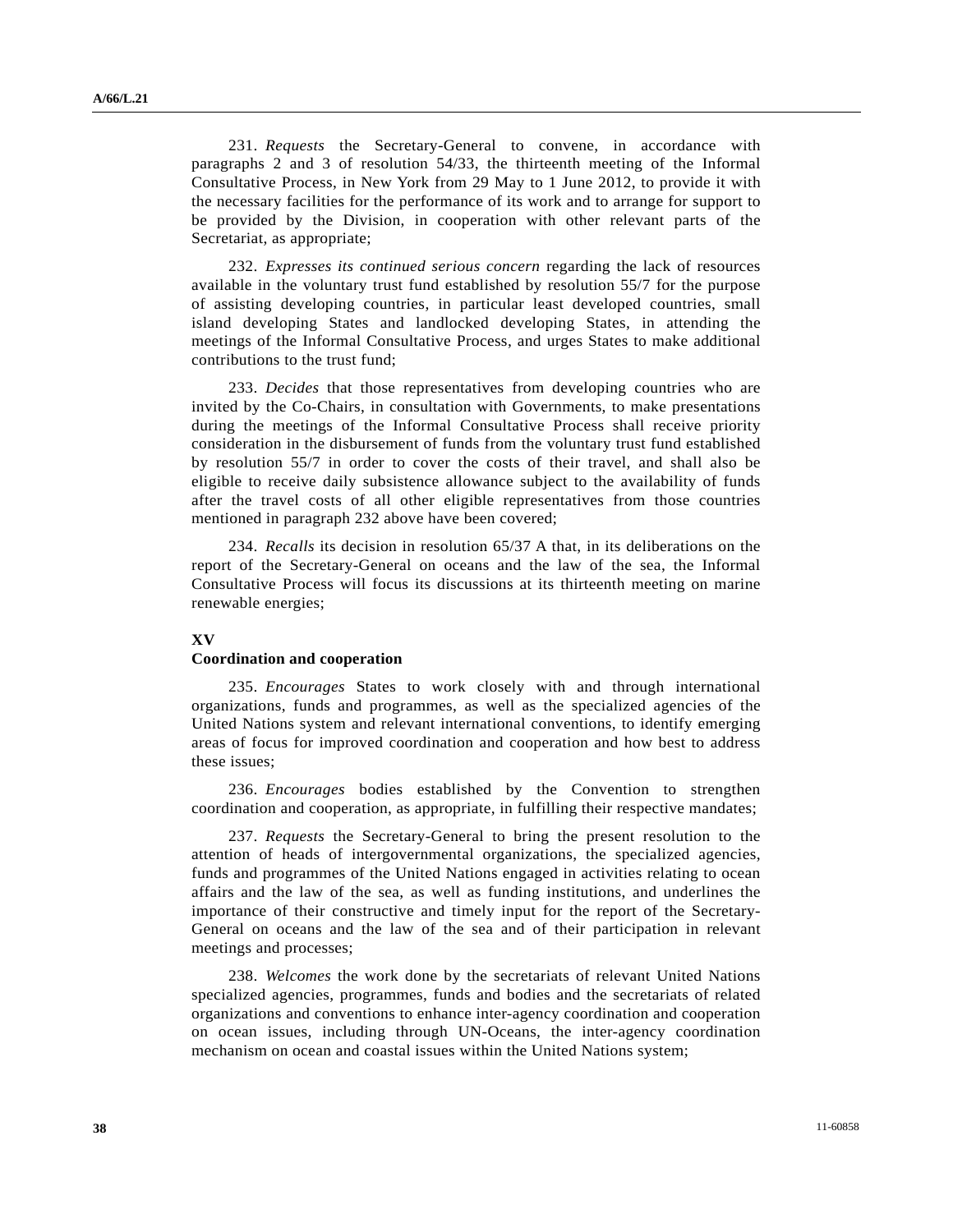231. *Requests* the Secretary-General to convene, in accordance with paragraphs 2 and 3 of resolution 54/33, the thirteenth meeting of the Informal Consultative Process, in New York from 29 May to 1 June 2012, to provide it with the necessary facilities for the performance of its work and to arrange for support to be provided by the Division, in cooperation with other relevant parts of the Secretariat, as appropriate;

232. *Expresses its continued serious concern* regarding the lack of resources available in the voluntary trust fund established by resolution 55/7 for the purpose of assisting developing countries, in particular least developed countries, small island developing States and landlocked developing States, in attending the meetings of the Informal Consultative Process, and urges States to make additional contributions to the trust fund;

233. *Decides* that those representatives from developing countries who are invited by the Co-Chairs, in consultation with Governments, to make presentations during the meetings of the Informal Consultative Process shall receive priority consideration in the disbursement of funds from the voluntary trust fund established by resolution 55/7 in order to cover the costs of their travel, and shall also be eligible to receive daily subsistence allowance subject to the availability of funds after the travel costs of all other eligible representatives from those countries mentioned in paragraph 232 above have been covered;

234. *Recalls* its decision in resolution 65/37 A that, in its deliberations on the report of the Secretary-General on oceans and the law of the sea, the Informal Consultative Process will focus its discussions at its thirteenth meeting on marine renewable energies;

## XV
## Coordination and cooperation

235. *Encourages* States to work closely with and through international organizations, funds and programmes, as well as the specialized agencies of the United Nations system and relevant international conventions, to identify emerging areas of focus for improved coordination and cooperation and how best to address these issues;

236. *Encourages* bodies established by the Convention to strengthen coordination and cooperation, as appropriate, in fulfilling their respective mandates;

237. *Requests* the Secretary-General to bring the present resolution to the attention of heads of intergovernmental organizations, the specialized agencies, funds and programmes of the United Nations engaged in activities relating to ocean affairs and the law of the sea, as well as funding institutions, and underlines the importance of their constructive and timely input for the report of the Secretary-General on oceans and the law of the sea and of their participation in relevant meetings and processes;

238. *Welcomes* the work done by the secretariats of relevant United Nations specialized agencies, programmes, funds and bodies and the secretariats of related organizations and conventions to enhance inter-agency coordination and cooperation on ocean issues, including through UN-Oceans, the inter-agency coordination mechanism on ocean and coastal issues within the United Nations system;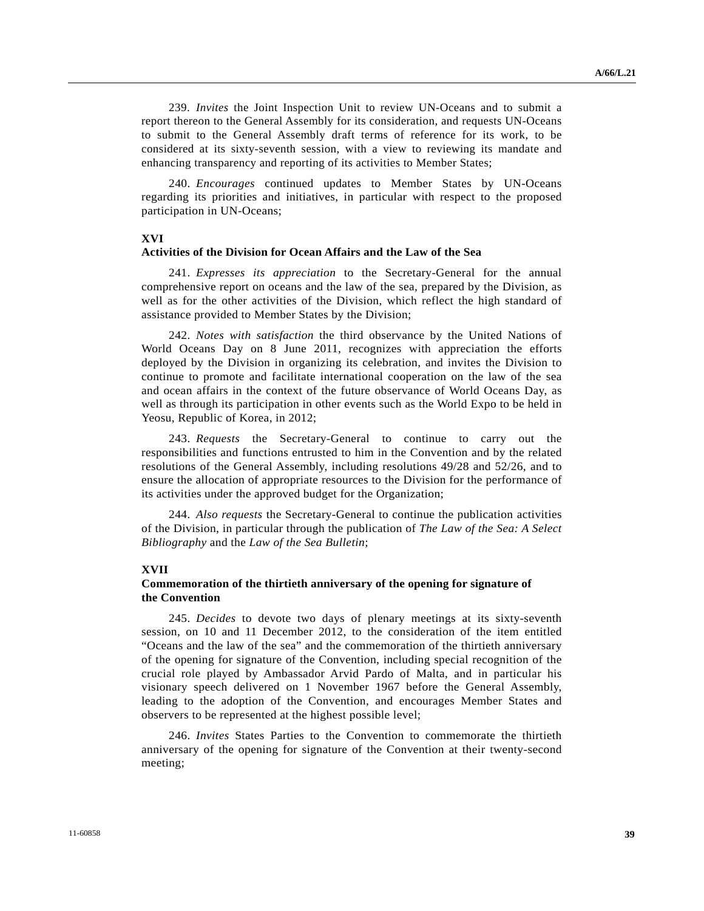239. *Invites* the Joint Inspection Unit to review UN-Oceans and to submit a report thereon to the General Assembly for its consideration, and requests UN-Oceans to submit to the General Assembly draft terms of reference for its work, to be considered at its sixty-seventh session, with a view to reviewing its mandate and enhancing transparency and reporting of its activities to Member States;

240. *Encourages* continued updates to Member States by UN-Oceans regarding its priorities and initiatives, in particular with respect to the proposed participation in UN-Oceans;

**XVI**

**Activities of the Division for Ocean Affairs and the Law of the Sea**

241. *Expresses its appreciation* to the Secretary-General for the annual comprehensive report on oceans and the law of the sea, prepared by the Division, as well as for the other activities of the Division, which reflect the high standard of assistance provided to Member States by the Division;

242. *Notes with satisfaction* the third observance by the United Nations of World Oceans Day on 8 June 2011, recognizes with appreciation the efforts deployed by the Division in organizing its celebration, and invites the Division to continue to promote and facilitate international cooperation on the law of the sea and ocean affairs in the context of the future observance of World Oceans Day, as well as through its participation in other events such as the World Expo to be held in Yeosu, Republic of Korea, in 2012;

243. *Requests* the Secretary-General to continue to carry out the responsibilities and functions entrusted to him in the Convention and by the related resolutions of the General Assembly, including resolutions 49/28 and 52/26, and to ensure the allocation of appropriate resources to the Division for the performance of its activities under the approved budget for the Organization;

244. *Also requests* the Secretary-General to continue the publication activities of the Division, in particular through the publication of *The Law of the Sea: A Select Bibliography* and the *Law of the Sea Bulletin*;

**XVII**

**Commemoration of the thirtieth anniversary of the opening for signature of the Convention**

245. *Decides* to devote two days of plenary meetings at its sixty-seventh session, on 10 and 11 December 2012, to the consideration of the item entitled "Oceans and the law of the sea" and the commemoration of the thirtieth anniversary of the opening for signature of the Convention, including special recognition of the crucial role played by Ambassador Arvid Pardo of Malta, and in particular his visionary speech delivered on 1 November 1967 before the General Assembly, leading to the adoption of the Convention, and encourages Member States and observers to be represented at the highest possible level;

246. *Invites* States Parties to the Convention to commemorate the thirtieth anniversary of the opening for signature of the Convention at their twenty-second meeting;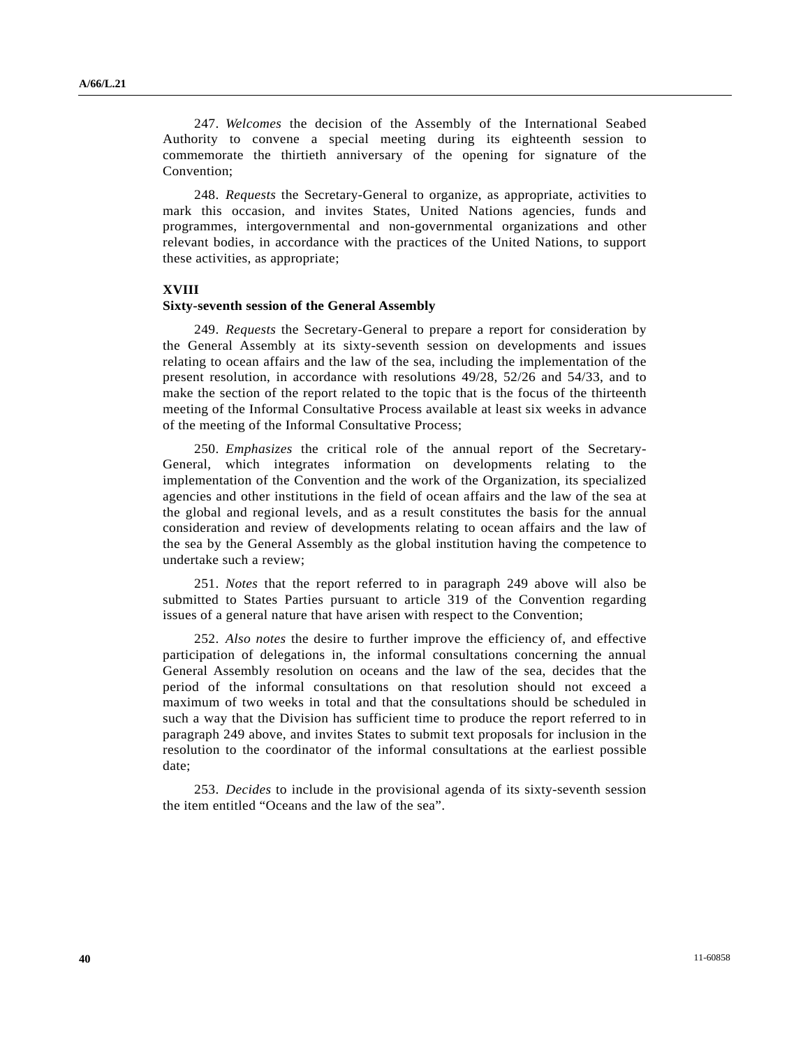247. *Welcomes* the decision of the Assembly of the International Seabed Authority to convene a special meeting during its eighteenth session to commemorate the thirtieth anniversary of the opening for signature of the Convention;

248. *Requests* the Secretary-General to organize, as appropriate, activities to mark this occasion, and invites States, United Nations agencies, funds and programmes, intergovernmental and non-governmental organizations and other relevant bodies, in accordance with the practices of the United Nations, to support these activities, as appropriate;

## XVIII
### Sixty-seventh session of the General Assembly

249. *Requests* the Secretary-General to prepare a report for consideration by the General Assembly at its sixty-seventh session on developments and issues relating to ocean affairs and the law of the sea, including the implementation of the present resolution, in accordance with resolutions 49/28, 52/26 and 54/33, and to make the section of the report related to the topic that is the focus of the thirteenth meeting of the Informal Consultative Process available at least six weeks in advance of the meeting of the Informal Consultative Process;

250. *Emphasizes* the critical role of the annual report of the Secretary-General, which integrates information on developments relating to the implementation of the Convention and the work of the Organization, its specialized agencies and other institutions in the field of ocean affairs and the law of the sea at the global and regional levels, and as a result constitutes the basis for the annual consideration and review of developments relating to ocean affairs and the law of the sea by the General Assembly as the global institution having the competence to undertake such a review;

251. *Notes* that the report referred to in paragraph 249 above will also be submitted to States Parties pursuant to article 319 of the Convention regarding issues of a general nature that have arisen with respect to the Convention;

252. *Also notes* the desire to further improve the efficiency of, and effective participation of delegations in, the informal consultations concerning the annual General Assembly resolution on oceans and the law of the sea, decides that the period of the informal consultations on that resolution should not exceed a maximum of two weeks in total and that the consultations should be scheduled in such a way that the Division has sufficient time to produce the report referred to in paragraph 249 above, and invites States to submit text proposals for inclusion in the resolution to the coordinator of the informal consultations at the earliest possible date;

253. *Decides* to include in the provisional agenda of its sixty-seventh session the item entitled "Oceans and the law of the sea".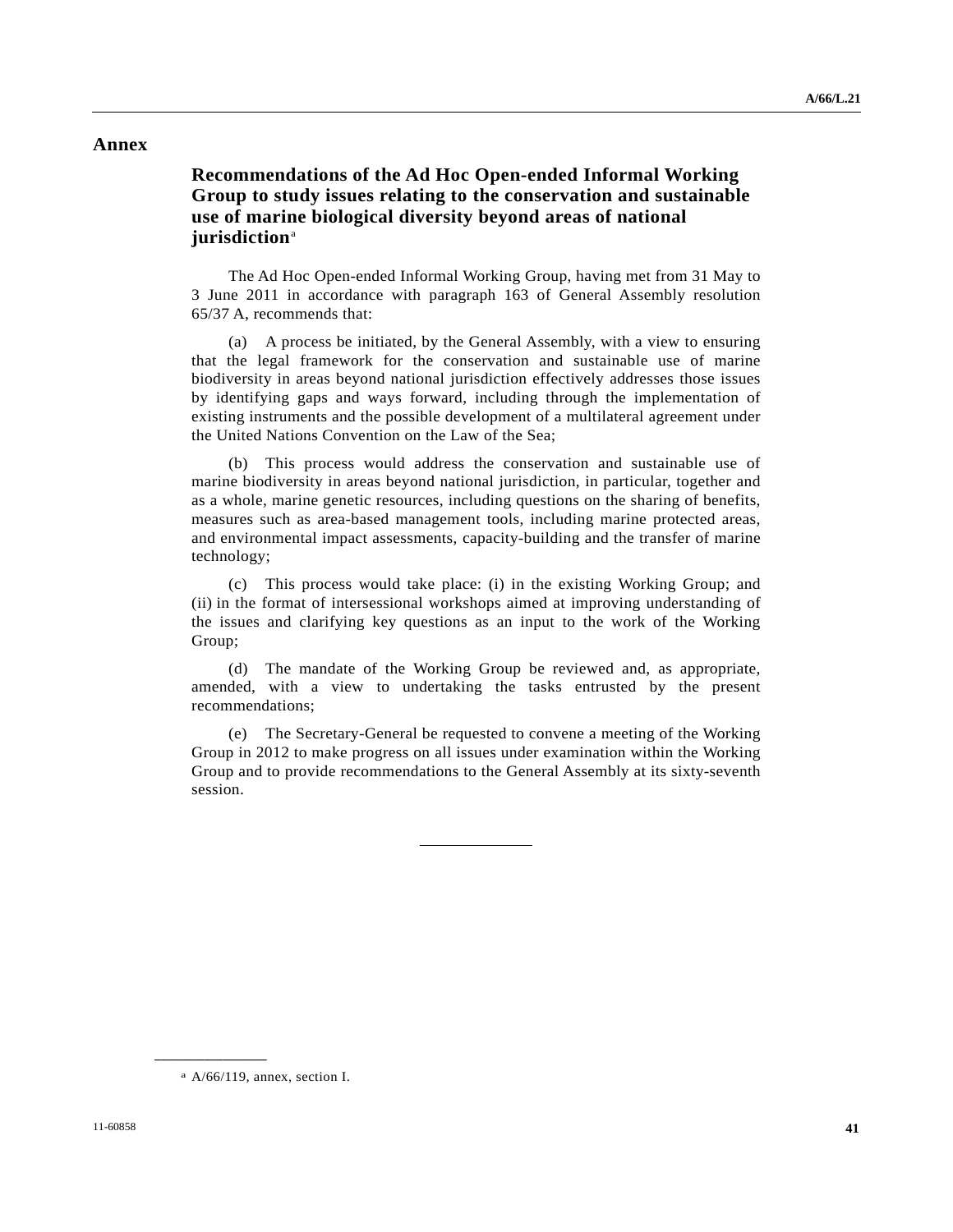# Annex

## Recommendations of the Ad Hoc Open-ended Informal Working Group to study issues relating to the conservation and sustainable use of marine biological diversity beyond areas of national jurisdiction[a]

The Ad Hoc Open-ended Informal Working Group, having met from 31 May to 3 June 2011 in accordance with paragraph 163 of General Assembly resolution 65/37 A, recommends that:

(a) A process be initiated, by the General Assembly, with a view to ensuring that the legal framework for the conservation and sustainable use of marine biodiversity in areas beyond national jurisdiction effectively addresses those issues by identifying gaps and ways forward, including through the implementation of existing instruments and the possible development of a multilateral agreement under the United Nations Convention on the Law of the Sea;

(b) This process would address the conservation and sustainable use of marine biodiversity in areas beyond national jurisdiction, in particular, together and as a whole, marine genetic resources, including questions on the sharing of benefits, measures such as area-based management tools, including marine protected areas, and environmental impact assessments, capacity-building and the transfer of marine technology;

(c) This process would take place: (i) in the existing Working Group; and (ii) in the format of intersessional workshops aimed at improving understanding of the issues and clarifying key questions as an input to the work of the Working Group;

(d) The mandate of the Working Group be reviewed and, as appropriate, amended, with a view to undertaking the tasks entrusted by the present recommendations;

(e) The Secretary-General be requested to convene a meeting of the Working Group in 2012 to make progress on all issues under examination within the Working Group and to provide recommendations to the General Assembly at its sixty-seventh session.

---

[a] A/66/119, annex, section I.